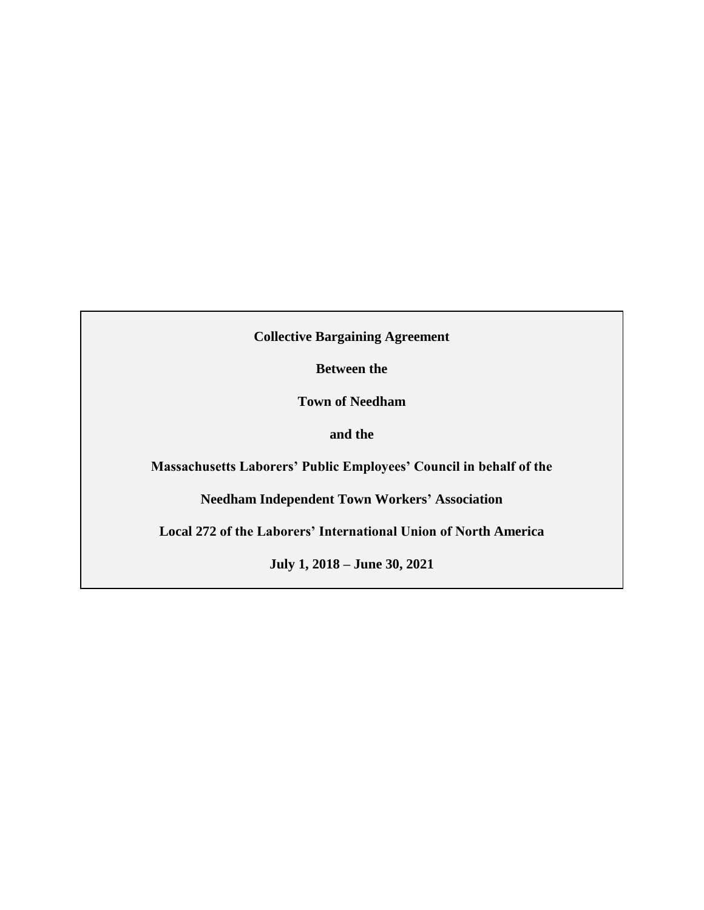**Collective Bargaining Agreement**

**Between the**

**Town of Needham**

**and the**

**Massachusetts Laborers' Public Employees' Council in behalf of the**

**Needham Independent Town Workers' Association**

**Local 272 of the Laborers' International Union of North America**

**July 1, 2018 – June 30, 2021**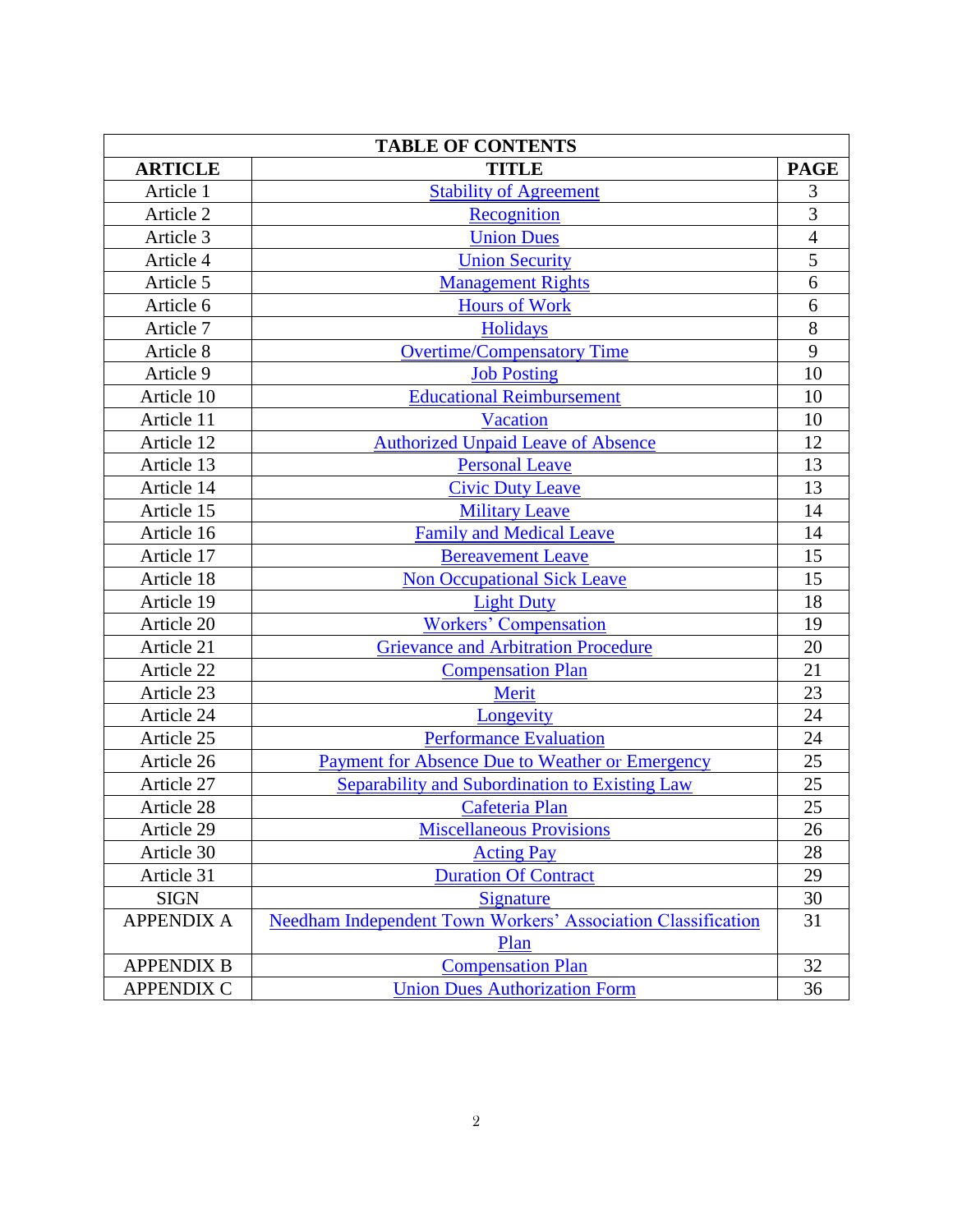| TABLE OF CONTENTS | | |
|---|---|---|
| **ARTICLE** | **TITLE** | **PAGE** |
| Article 1 | Stability of Agreement | 3 |
| Article 2 | Recognition | 3 |
| Article 3 | Union Dues | 4 |
| Article 4 | Union Security | 5 |
| Article 5 | Management Rights | 6 |
| Article 6 | Hours of Work | 6 |
| Article 7 | Holidays | 8 |
| Article 8 | Overtime/Compensatory Time | 9 |
| Article 9 | Job Posting | 10 |
| Article 10 | Educational Reimbursement | 10 |
| Article 11 | Vacation | 10 |
| Article 12 | Authorized Unpaid Leave of Absence | 12 |
| Article 13 | Personal Leave | 13 |
| Article 14 | Civic Duty Leave | 13 |
| Article 15 | Military Leave | 14 |
| Article 16 | Family and Medical Leave | 14 |
| Article 17 | Bereavement Leave | 15 |
| Article 18 | Non Occupational Sick Leave | 15 |
| Article 19 | Light Duty | 18 |
| Article 20 | Workers' Compensation | 19 |
| Article 21 | Grievance and Arbitration Procedure | 20 |
| Article 22 | Compensation Plan | 21 |
| Article 23 | Merit | 23 |
| Article 24 | Longevity | 24 |
| Article 25 | Performance Evaluation | 24 |
| Article 26 | Payment for Absence Due to Weather or Emergency | 25 |
| Article 27 | Separability and Subordination to Existing Law | 25 |
| Article 28 | Cafeteria Plan | 25 |
| Article 29 | Miscellaneous Provisions | 26 |
| Article 30 | Acting Pay | 28 |
| Article 31 | Duration Of Contract | 29 |
| SIGN | Signature | 30 |
| APPENDIX A | Needham Independent Town Workers' Association Classification Plan | 31 |
| APPENDIX B | Compensation Plan | 32 |
| APPENDIX C | Union Dues Authorization Form | 36 |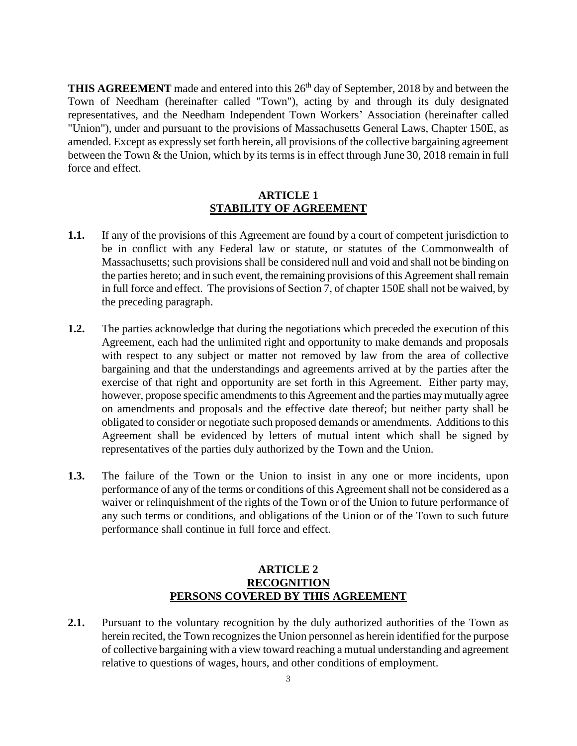**THIS AGREEMENT** made and entered into this 26th day of September, 2018 by and between the Town of Needham (hereinafter called "Town"), acting by and through its duly designated representatives, and the Needham Independent Town Workers' Association (hereinafter called "Union"), under and pursuant to the provisions of Massachusetts General Laws, Chapter 150E, as amended. Except as expressly set forth herein, all provisions of the collective bargaining agreement between the Town & the Union, which by its terms is in effect through June 30, 2018 remain in full force and effect.

## ARTICLE 1
## STABILITY OF AGREEMENT

**1.1.** If any of the provisions of this Agreement are found by a court of competent jurisdiction to be in conflict with any Federal law or statute, or statutes of the Commonwealth of Massachusetts; such provisions shall be considered null and void and shall not be binding on the parties hereto; and in such event, the remaining provisions of this Agreement shall remain in full force and effect. The provisions of Section 7, of chapter 150E shall not be waived, by the preceding paragraph.

**1.2.** The parties acknowledge that during the negotiations which preceded the execution of this Agreement, each had the unlimited right and opportunity to make demands and proposals with respect to any subject or matter not removed by law from the area of collective bargaining and that the understandings and agreements arrived at by the parties after the exercise of that right and opportunity are set forth in this Agreement. Either party may, however, propose specific amendments to this Agreement and the parties may mutually agree on amendments and proposals and the effective date thereof; but neither party shall be obligated to consider or negotiate such proposed demands or amendments. Additions to this Agreement shall be evidenced by letters of mutual intent which shall be signed by representatives of the parties duly authorized by the Town and the Union.

**1.3.** The failure of the Town or the Union to insist in any one or more incidents, upon performance of any of the terms or conditions of this Agreement shall not be considered as a waiver or relinquishment of the rights of the Town or of the Union to future performance of any such terms or conditions, and obligations of the Union or of the Town to such future performance shall continue in full force and effect.

## ARTICLE 2
## RECOGNITION
## PERSONS COVERED BY THIS AGREEMENT

**2.1.** Pursuant to the voluntary recognition by the duly authorized authorities of the Town as herein recited, the Town recognizes the Union personnel as herein identified for the purpose of collective bargaining with a view toward reaching a mutual understanding and agreement relative to questions of wages, hours, and other conditions of employment.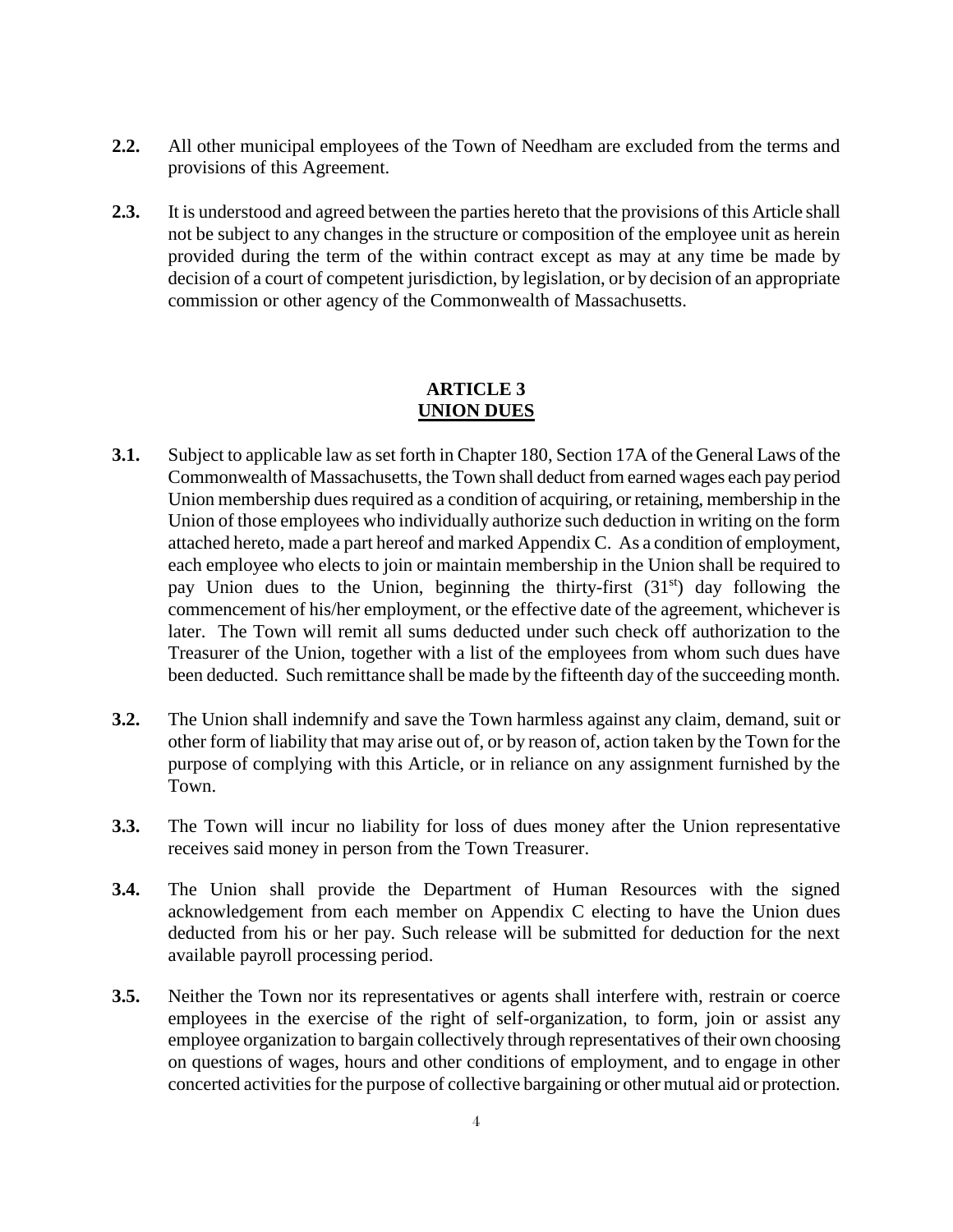**2.2.** All other municipal employees of the Town of Needham are excluded from the terms and provisions of this Agreement.

**2.3.** It is understood and agreed between the parties hereto that the provisions of this Article shall not be subject to any changes in the structure or composition of the employee unit as herein provided during the term of the within contract except as may at any time be made by decision of a court of competent jurisdiction, by legislation, or by decision of an appropriate commission or other agency of the Commonwealth of Massachusetts.

## ARTICLE 3
## UNION DUES

**3.1.** Subject to applicable law as set forth in Chapter 180, Section 17A of the General Laws of the Commonwealth of Massachusetts, the Town shall deduct from earned wages each pay period Union membership dues required as a condition of acquiring, or retaining, membership in the Union of those employees who individually authorize such deduction in writing on the form attached hereto, made a part hereof and marked Appendix C. As a condition of employment, each employee who elects to join or maintain membership in the Union shall be required to pay Union dues to the Union, beginning the thirty-first (31st) day following the commencement of his/her employment, or the effective date of the agreement, whichever is later. The Town will remit all sums deducted under such check off authorization to the Treasurer of the Union, together with a list of the employees from whom such dues have been deducted. Such remittance shall be made by the fifteenth day of the succeeding month.

**3.2.** The Union shall indemnify and save the Town harmless against any claim, demand, suit or other form of liability that may arise out of, or by reason of, action taken by the Town for the purpose of complying with this Article, or in reliance on any assignment furnished by the Town.

**3.3.** The Town will incur no liability for loss of dues money after the Union representative receives said money in person from the Town Treasurer.

**3.4.** The Union shall provide the Department of Human Resources with the signed acknowledgement from each member on Appendix C electing to have the Union dues deducted from his or her pay. Such release will be submitted for deduction for the next available payroll processing period.

**3.5.** Neither the Town nor its representatives or agents shall interfere with, restrain or coerce employees in the exercise of the right of self-organization, to form, join or assist any employee organization to bargain collectively through representatives of their own choosing on questions of wages, hours and other conditions of employment, and to engage in other concerted activities for the purpose of collective bargaining or other mutual aid or protection.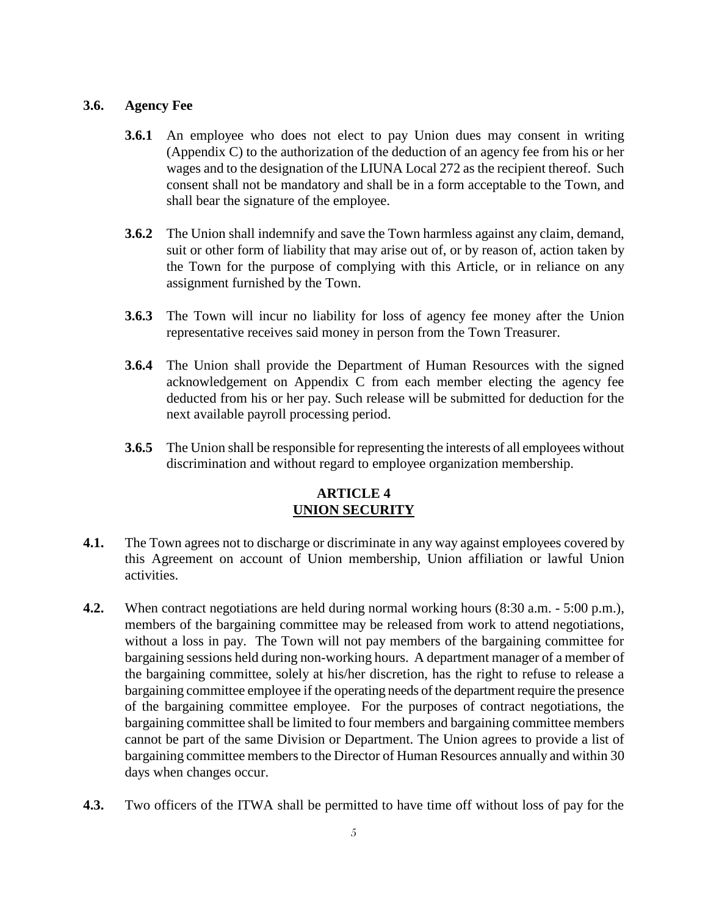### 3.6. Agency Fee

**3.6.1** An employee who does not elect to pay Union dues may consent in writing (Appendix C) to the authorization of the deduction of an agency fee from his or her wages and to the designation of the LIUNA Local 272 as the recipient thereof. Such consent shall not be mandatory and shall be in a form acceptable to the Town, and shall bear the signature of the employee.

**3.6.2** The Union shall indemnify and save the Town harmless against any claim, demand, suit or other form of liability that may arise out of, or by reason of, action taken by the Town for the purpose of complying with this Article, or in reliance on any assignment furnished by the Town.

**3.6.3** The Town will incur no liability for loss of agency fee money after the Union representative receives said money in person from the Town Treasurer.

**3.6.4** The Union shall provide the Department of Human Resources with the signed acknowledgement on Appendix C from each member electing the agency fee deducted from his or her pay. Such release will be submitted for deduction for the next available payroll processing period.

**3.6.5** The Union shall be responsible for representing the interests of all employees without discrimination and without regard to employee organization membership.

## ARTICLE 4
## UNION SECURITY

**4.1.** The Town agrees not to discharge or discriminate in any way against employees covered by this Agreement on account of Union membership, Union affiliation or lawful Union activities.

**4.2.** When contract negotiations are held during normal working hours (8:30 a.m. - 5:00 p.m.), members of the bargaining committee may be released from work to attend negotiations, without a loss in pay. The Town will not pay members of the bargaining committee for bargaining sessions held during non-working hours. A department manager of a member of the bargaining committee, solely at his/her discretion, has the right to refuse to release a bargaining committee employee if the operating needs of the department require the presence of the bargaining committee employee. For the purposes of contract negotiations, the bargaining committee shall be limited to four members and bargaining committee members cannot be part of the same Division or Department. The Union agrees to provide a list of bargaining committee members to the Director of Human Resources annually and within 30 days when changes occur.

**4.3.** Two officers of the ITWA shall be permitted to have time off without loss of pay for the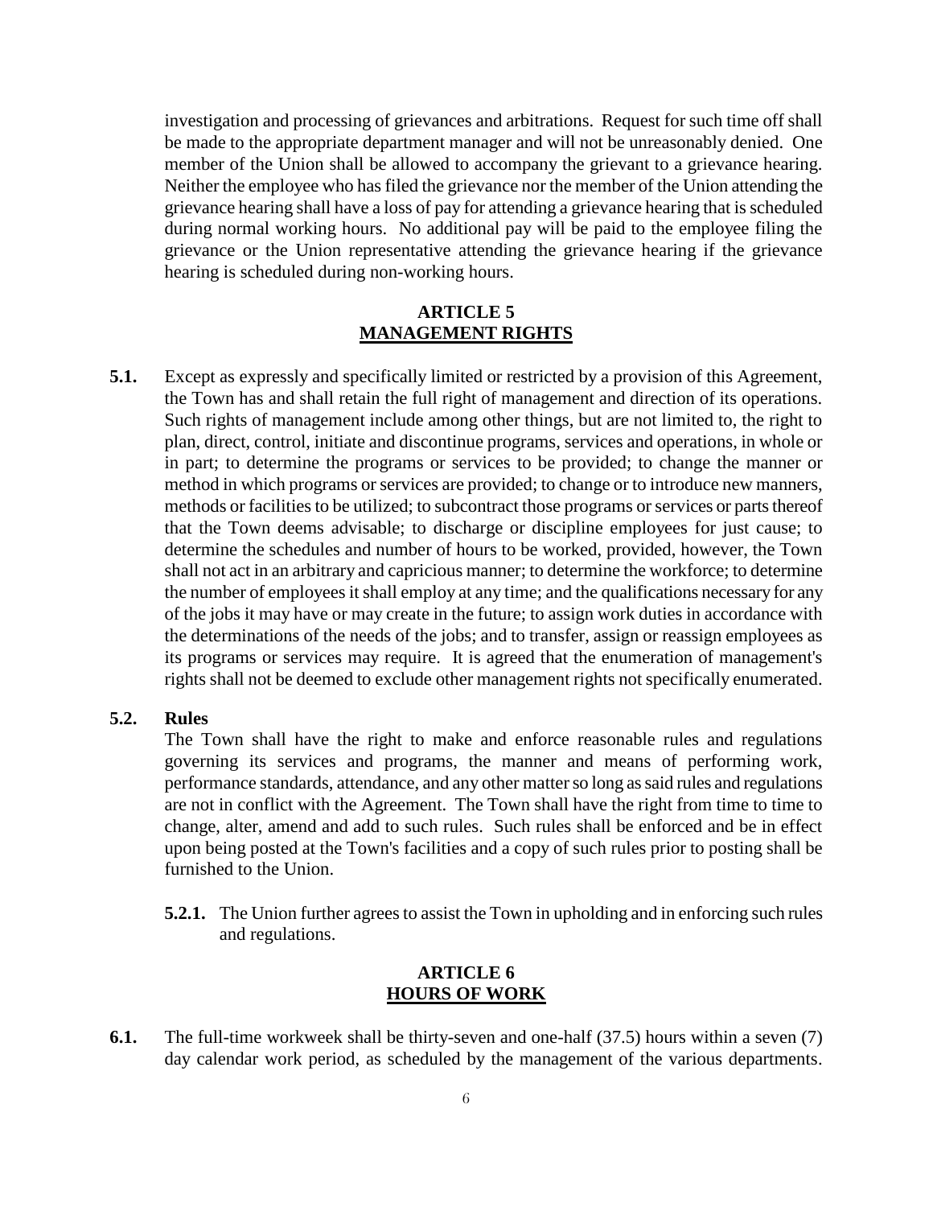investigation and processing of grievances and arbitrations. Request for such time off shall be made to the appropriate department manager and will not be unreasonably denied. One member of the Union shall be allowed to accompany the grievant to a grievance hearing. Neither the employee who has filed the grievance nor the member of the Union attending the grievance hearing shall have a loss of pay for attending a grievance hearing that is scheduled during normal working hours. No additional pay will be paid to the employee filing the grievance or the Union representative attending the grievance hearing if the grievance hearing is scheduled during non-working hours.

## ARTICLE 5
## MANAGEMENT RIGHTS

**5.1.** Except as expressly and specifically limited or restricted by a provision of this Agreement, the Town has and shall retain the full right of management and direction of its operations. Such rights of management include among other things, but are not limited to, the right to plan, direct, control, initiate and discontinue programs, services and operations, in whole or in part; to determine the programs or services to be provided; to change the manner or method in which programs or services are provided; to change or to introduce new manners, methods or facilities to be utilized; to subcontract those programs or services or parts thereof that the Town deems advisable; to discharge or discipline employees for just cause; to determine the schedules and number of hours to be worked, provided, however, the Town shall not act in an arbitrary and capricious manner; to determine the workforce; to determine the number of employees it shall employ at any time; and the qualifications necessary for any of the jobs it may have or may create in the future; to assign work duties in accordance with the determinations of the needs of the jobs; and to transfer, assign or reassign employees as its programs or services may require. It is agreed that the enumeration of management's rights shall not be deemed to exclude other management rights not specifically enumerated.

**5.2. Rules**

The Town shall have the right to make and enforce reasonable rules and regulations governing its services and programs, the manner and means of performing work, performance standards, attendance, and any other matter so long as said rules and regulations are not in conflict with the Agreement. The Town shall have the right from time to time to change, alter, amend and add to such rules. Such rules shall be enforced and be in effect upon being posted at the Town's facilities and a copy of such rules prior to posting shall be furnished to the Union.

**5.2.1.** The Union further agrees to assist the Town in upholding and in enforcing such rules and regulations.

## ARTICLE 6
## HOURS OF WORK

**6.1.** The full-time workweek shall be thirty-seven and one-half (37.5) hours within a seven (7) day calendar work period, as scheduled by the management of the various departments.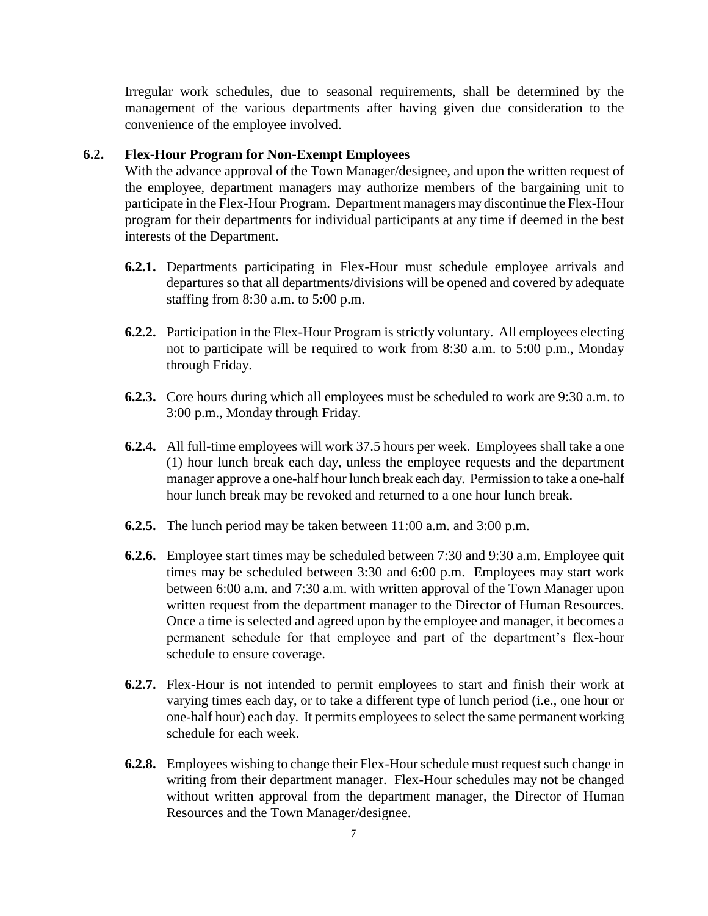Irregular work schedules, due to seasonal requirements, shall be determined by the management of the various departments after having given due consideration to the convenience of the employee involved.

### 6.2. Flex-Hour Program for Non-Exempt Employees

With the advance approval of the Town Manager/designee, and upon the written request of the employee, department managers may authorize members of the bargaining unit to participate in the Flex-Hour Program. Department managers may discontinue the Flex-Hour program for their departments for individual participants at any time if deemed in the best interests of the Department.

**6.2.1.** Departments participating in Flex-Hour must schedule employee arrivals and departures so that all departments/divisions will be opened and covered by adequate staffing from 8:30 a.m. to 5:00 p.m.

**6.2.2.** Participation in the Flex-Hour Program is strictly voluntary. All employees electing not to participate will be required to work from 8:30 a.m. to 5:00 p.m., Monday through Friday.

**6.2.3.** Core hours during which all employees must be scheduled to work are 9:30 a.m. to 3:00 p.m., Monday through Friday.

**6.2.4.** All full-time employees will work 37.5 hours per week. Employees shall take a one (1) hour lunch break each day, unless the employee requests and the department manager approve a one-half hour lunch break each day. Permission to take a one-half hour lunch break may be revoked and returned to a one hour lunch break.

**6.2.5.** The lunch period may be taken between 11:00 a.m. and 3:00 p.m.

**6.2.6.** Employee start times may be scheduled between 7:30 and 9:30 a.m. Employee quit times may be scheduled between 3:30 and 6:00 p.m. Employees may start work between 6:00 a.m. and 7:30 a.m. with written approval of the Town Manager upon written request from the department manager to the Director of Human Resources. Once a time is selected and agreed upon by the employee and manager, it becomes a permanent schedule for that employee and part of the department's flex-hour schedule to ensure coverage.

**6.2.7.** Flex-Hour is not intended to permit employees to start and finish their work at varying times each day, or to take a different type of lunch period (i.e., one hour or one-half hour) each day. It permits employees to select the same permanent working schedule for each week.

**6.2.8.** Employees wishing to change their Flex-Hour schedule must request such change in writing from their department manager. Flex-Hour schedules may not be changed without written approval from the department manager, the Director of Human Resources and the Town Manager/designee.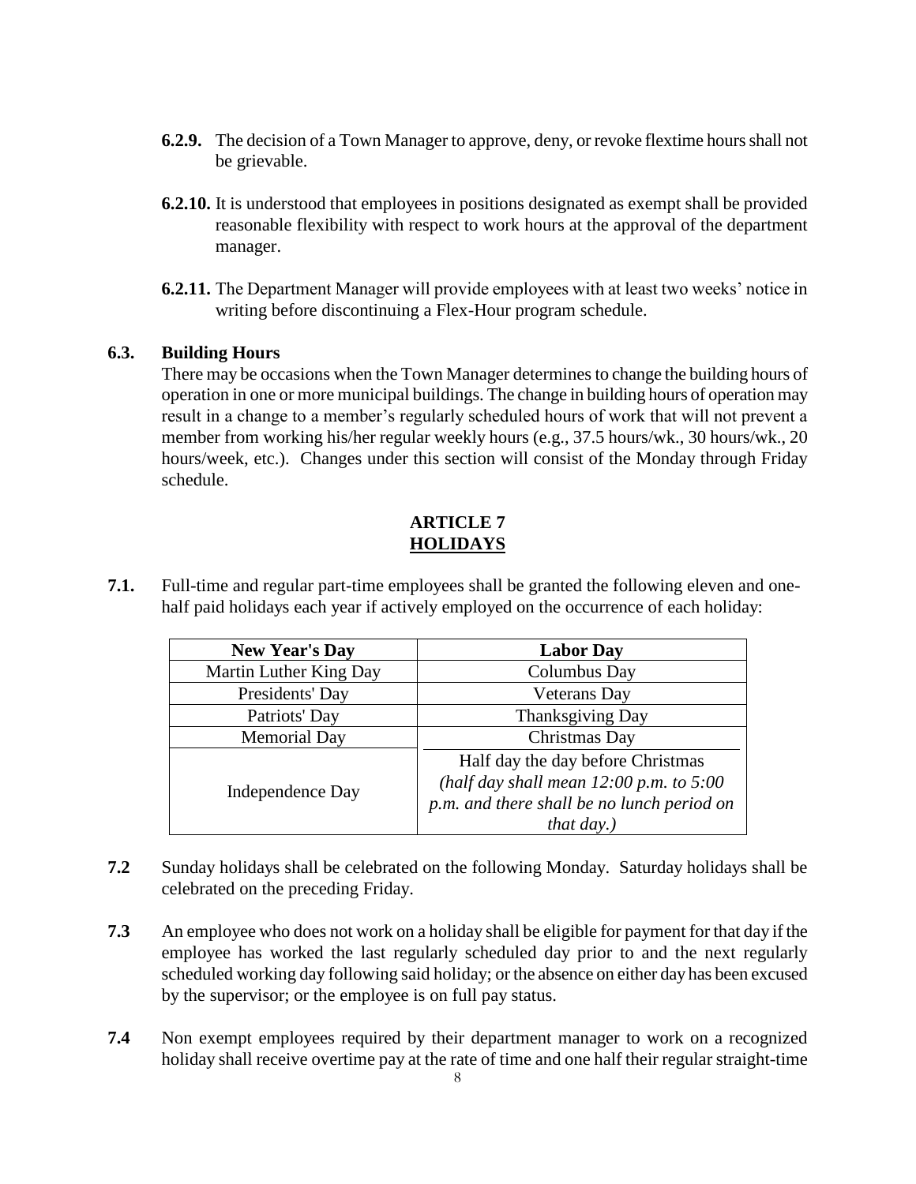**6.2.9.** The decision of a Town Manager to approve, deny, or revoke flextime hours shall not be grievable.

**6.2.10.** It is understood that employees in positions designated as exempt shall be provided reasonable flexibility with respect to work hours at the approval of the department manager.

**6.2.11.** The Department Manager will provide employees with at least two weeks' notice in writing before discontinuing a Flex-Hour program schedule.

**6.3. Building Hours**

There may be occasions when the Town Manager determines to change the building hours of operation in one or more municipal buildings. The change in building hours of operation may result in a change to a member's regularly scheduled hours of work that will not prevent a member from working his/her regular weekly hours (e.g., 37.5 hours/wk., 30 hours/wk., 20 hours/week, etc.). Changes under this section will consist of the Monday through Friday schedule.

## ARTICLE 7
## HOLIDAYS

**7.1.** Full-time and regular part-time employees shall be granted the following eleven and one-half paid holidays each year if actively employed on the occurrence of each holiday:

| New Year's Day | Labor Day |
|---|---|
| Martin Luther King Day | Columbus Day |
| Presidents' Day | Veterans Day |
| Patriots' Day | Thanksgiving Day |
| Memorial Day | Christmas Day |
| Independence Day | Half day the day before Christmas *(half day shall mean 12:00 p.m. to 5:00 p.m. and there shall be no lunch period on that day.)* |

**7.2** Sunday holidays shall be celebrated on the following Monday. Saturday holidays shall be celebrated on the preceding Friday.

**7.3** An employee who does not work on a holiday shall be eligible for payment for that day if the employee has worked the last regularly scheduled day prior to and the next regularly scheduled working day following said holiday; or the absence on either day has been excused by the supervisor; or the employee is on full pay status.

**7.4** Non exempt employees required by their department manager to work on a recognized holiday shall receive overtime pay at the rate of time and one half their regular straight-time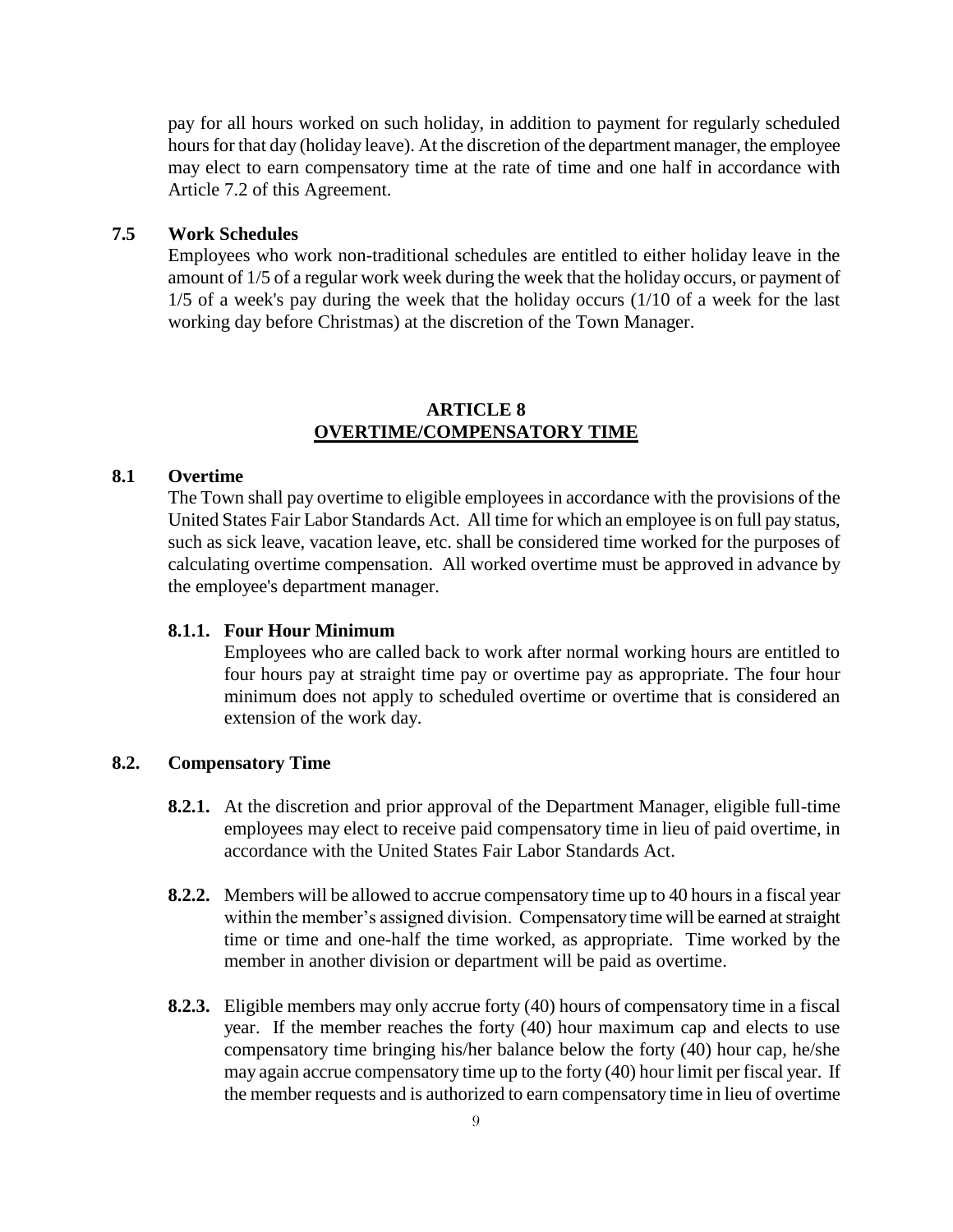pay for all hours worked on such holiday, in addition to payment for regularly scheduled hours for that day (holiday leave). At the discretion of the department manager, the employee may elect to earn compensatory time at the rate of time and one half in accordance with Article 7.2 of this Agreement.

### 7.5 Work Schedules

Employees who work non-traditional schedules are entitled to either holiday leave in the amount of 1/5 of a regular work week during the week that the holiday occurs, or payment of 1/5 of a week's pay during the week that the holiday occurs (1/10 of a week for the last working day before Christmas) at the discretion of the Town Manager.

## ARTICLE 8
## OVERTIME/COMPENSATORY TIME

### 8.1 Overtime

The Town shall pay overtime to eligible employees in accordance with the provisions of the United States Fair Labor Standards Act. All time for which an employee is on full pay status, such as sick leave, vacation leave, etc. shall be considered time worked for the purposes of calculating overtime compensation. All worked overtime must be approved in advance by the employee's department manager.

#### 8.1.1. Four Hour Minimum

Employees who are called back to work after normal working hours are entitled to four hours pay at straight time pay or overtime pay as appropriate. The four hour minimum does not apply to scheduled overtime or overtime that is considered an extension of the work day.

### 8.2. Compensatory Time

**8.2.1.** At the discretion and prior approval of the Department Manager, eligible full-time employees may elect to receive paid compensatory time in lieu of paid overtime, in accordance with the United States Fair Labor Standards Act.

**8.2.2.** Members will be allowed to accrue compensatory time up to 40 hours in a fiscal year within the member's assigned division. Compensatory time will be earned at straight time or time and one-half the time worked, as appropriate. Time worked by the member in another division or department will be paid as overtime.

**8.2.3.** Eligible members may only accrue forty (40) hours of compensatory time in a fiscal year. If the member reaches the forty (40) hour maximum cap and elects to use compensatory time bringing his/her balance below the forty (40) hour cap, he/she may again accrue compensatory time up to the forty (40) hour limit per fiscal year. If the member requests and is authorized to earn compensatory time in lieu of overtime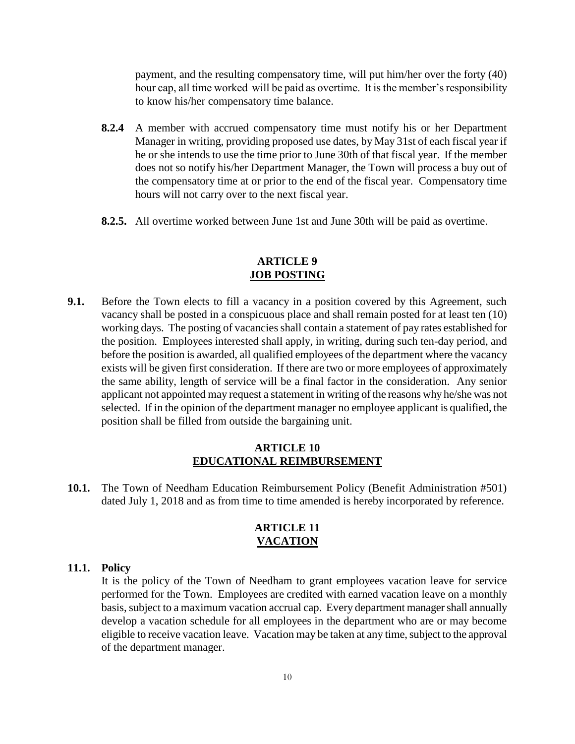payment, and the resulting compensatory time, will put him/her over the forty (40) hour cap, all time worked will be paid as overtime. It is the member's responsibility to know his/her compensatory time balance.

**8.2.4** A member with accrued compensatory time must notify his or her Department Manager in writing, providing proposed use dates, by May 31st of each fiscal year if he or she intends to use the time prior to June 30th of that fiscal year. If the member does not so notify his/her Department Manager, the Town will process a buy out of the compensatory time at or prior to the end of the fiscal year. Compensatory time hours will not carry over to the next fiscal year.

**8.2.5.** All overtime worked between June 1st and June 30th will be paid as overtime.

## ARTICLE 9
## JOB POSTING

**9.1.** Before the Town elects to fill a vacancy in a position covered by this Agreement, such vacancy shall be posted in a conspicuous place and shall remain posted for at least ten (10) working days. The posting of vacancies shall contain a statement of pay rates established for the position. Employees interested shall apply, in writing, during such ten-day period, and before the position is awarded, all qualified employees of the department where the vacancy exists will be given first consideration. If there are two or more employees of approximately the same ability, length of service will be a final factor in the consideration. Any senior applicant not appointed may request a statement in writing of the reasons why he/she was not selected. If in the opinion of the department manager no employee applicant is qualified, the position shall be filled from outside the bargaining unit.

## ARTICLE 10
## EDUCATIONAL REIMBURSEMENT

**10.1.** The Town of Needham Education Reimbursement Policy (Benefit Administration #501) dated July 1, 2018 and as from time to time amended is hereby incorporated by reference.

## ARTICLE 11
## VACATION

**11.1. Policy**

It is the policy of the Town of Needham to grant employees vacation leave for service performed for the Town. Employees are credited with earned vacation leave on a monthly basis, subject to a maximum vacation accrual cap. Every department manager shall annually develop a vacation schedule for all employees in the department who are or may become eligible to receive vacation leave. Vacation may be taken at any time, subject to the approval of the department manager.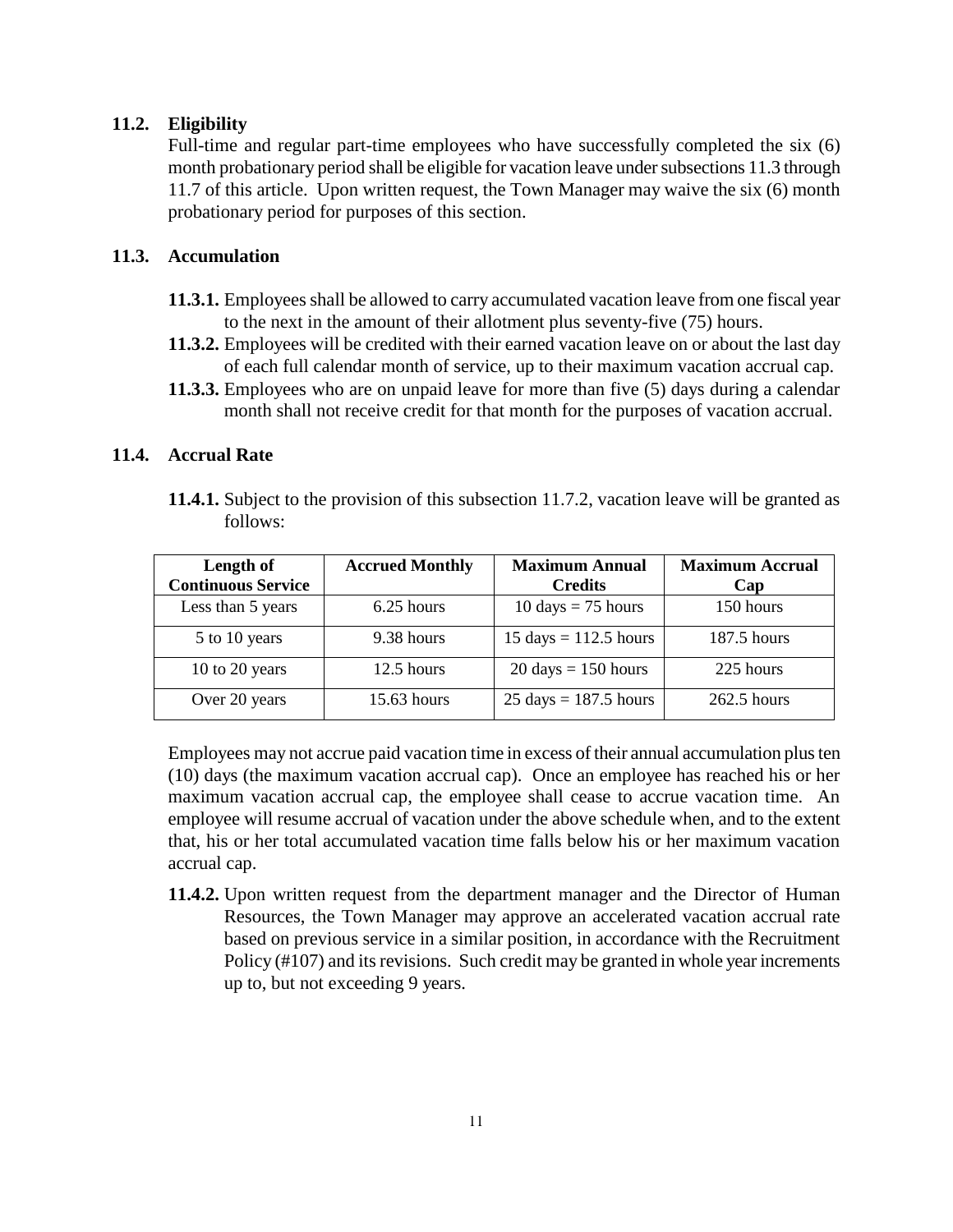### 11.2. Eligibility

Full-time and regular part-time employees who have successfully completed the six (6) month probationary period shall be eligible for vacation leave under subsections 11.3 through 11.7 of this article. Upon written request, the Town Manager may waive the six (6) month probationary period for purposes of this section.

### 11.3. Accumulation

**11.3.1.** Employees shall be allowed to carry accumulated vacation leave from one fiscal year to the next in the amount of their allotment plus seventy-five (75) hours.

**11.3.2.** Employees will be credited with their earned vacation leave on or about the last day of each full calendar month of service, up to their maximum vacation accrual cap.

**11.3.3.** Employees who are on unpaid leave for more than five (5) days during a calendar month shall not receive credit for that month for the purposes of vacation accrual.

### 11.4. Accrual Rate

**11.4.1.** Subject to the provision of this subsection 11.7.2, vacation leave will be granted as follows:

| Length of Continuous Service | Accrued Monthly | Maximum Annual Credits | Maximum Accrual Cap |
|---|---|---|---|
| Less than 5 years | 6.25 hours | 10 days = 75 hours | 150 hours |
| 5 to 10 years | 9.38 hours | 15 days = 112.5 hours | 187.5 hours |
| 10 to 20 years | 12.5 hours | 20 days = 150 hours | 225 hours |
| Over 20 years | 15.63 hours | 25 days = 187.5 hours | 262.5 hours |

Employees may not accrue paid vacation time in excess of their annual accumulation plus ten (10) days (the maximum vacation accrual cap). Once an employee has reached his or her maximum vacation accrual cap, the employee shall cease to accrue vacation time. An employee will resume accrual of vacation under the above schedule when, and to the extent that, his or her total accumulated vacation time falls below his or her maximum vacation accrual cap.

**11.4.2.** Upon written request from the department manager and the Director of Human Resources, the Town Manager may approve an accelerated vacation accrual rate based on previous service in a similar position, in accordance with the Recruitment Policy (#107) and its revisions. Such credit may be granted in whole year increments up to, but not exceeding 9 years.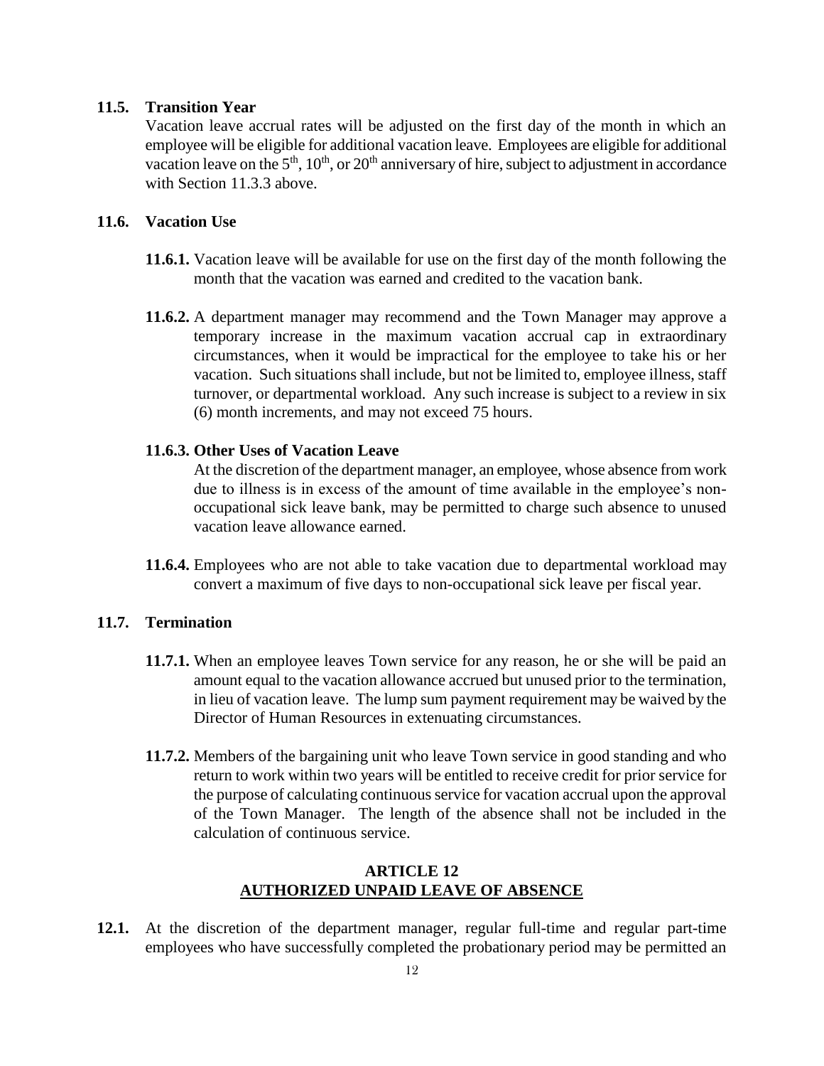**11.5. Transition Year**

Vacation leave accrual rates will be adjusted on the first day of the month in which an employee will be eligible for additional vacation leave. Employees are eligible for additional vacation leave on the 5th, 10th, or 20th anniversary of hire, subject to adjustment in accordance with Section 11.3.3 above.

**11.6. Vacation Use**

**11.6.1.** Vacation leave will be available for use on the first day of the month following the month that the vacation was earned and credited to the vacation bank.

**11.6.2.** A department manager may recommend and the Town Manager may approve a temporary increase in the maximum vacation accrual cap in extraordinary circumstances, when it would be impractical for the employee to take his or her vacation. Such situations shall include, but not be limited to, employee illness, staff turnover, or departmental workload. Any such increase is subject to a review in six (6) month increments, and may not exceed 75 hours.

**11.6.3. Other Uses of Vacation Leave**

At the discretion of the department manager, an employee, whose absence from work due to illness is in excess of the amount of time available in the employee's non-occupational sick leave bank, may be permitted to charge such absence to unused vacation leave allowance earned.

**11.6.4.** Employees who are not able to take vacation due to departmental workload may convert a maximum of five days to non-occupational sick leave per fiscal year.

**11.7. Termination**

**11.7.1.** When an employee leaves Town service for any reason, he or she will be paid an amount equal to the vacation allowance accrued but unused prior to the termination, in lieu of vacation leave. The lump sum payment requirement may be waived by the Director of Human Resources in extenuating circumstances.

**11.7.2.** Members of the bargaining unit who leave Town service in good standing and who return to work within two years will be entitled to receive credit for prior service for the purpose of calculating continuous service for vacation accrual upon the approval of the Town Manager. The length of the absence shall not be included in the calculation of continuous service.

## ARTICLE 12
## AUTHORIZED UNPAID LEAVE OF ABSENCE

**12.1.** At the discretion of the department manager, regular full-time and regular part-time employees who have successfully completed the probationary period may be permitted an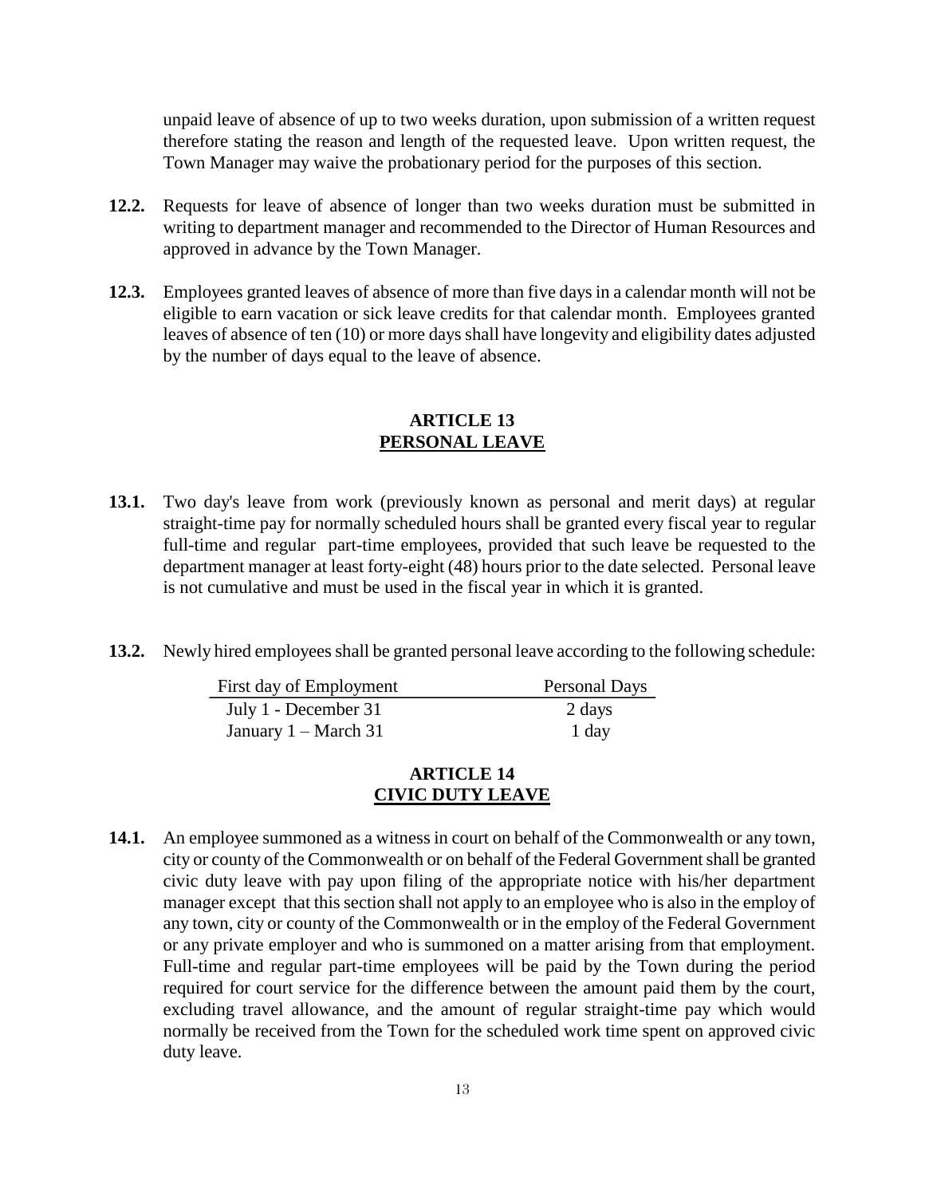unpaid leave of absence of up to two weeks duration, upon submission of a written request therefore stating the reason and length of the requested leave. Upon written request, the Town Manager may waive the probationary period for the purposes of this section.

**12.2.** Requests for leave of absence of longer than two weeks duration must be submitted in writing to department manager and recommended to the Director of Human Resources and approved in advance by the Town Manager.

**12.3.** Employees granted leaves of absence of more than five days in a calendar month will not be eligible to earn vacation or sick leave credits for that calendar month. Employees granted leaves of absence of ten (10) or more days shall have longevity and eligibility dates adjusted by the number of days equal to the leave of absence.

## ARTICLE 13
## PERSONAL LEAVE

**13.1.** Two day's leave from work (previously known as personal and merit days) at regular straight-time pay for normally scheduled hours shall be granted every fiscal year to regular full-time and regular part-time employees, provided that such leave be requested to the department manager at least forty-eight (48) hours prior to the date selected. Personal leave is not cumulative and must be used in the fiscal year in which it is granted.

**13.2.** Newly hired employees shall be granted personal leave according to the following schedule:

| First day of Employment | Personal Days |
|---|---|
| July 1 - December 31 | 2 days |
| January 1 – March 31 | 1 day |

## ARTICLE 14
## CIVIC DUTY LEAVE

**14.1.** An employee summoned as a witness in court on behalf of the Commonwealth or any town, city or county of the Commonwealth or on behalf of the Federal Government shall be granted civic duty leave with pay upon filing of the appropriate notice with his/her department manager except that this section shall not apply to an employee who is also in the employ of any town, city or county of the Commonwealth or in the employ of the Federal Government or any private employer and who is summoned on a matter arising from that employment. Full-time and regular part-time employees will be paid by the Town during the period required for court service for the difference between the amount paid them by the court, excluding travel allowance, and the amount of regular straight-time pay which would normally be received from the Town for the scheduled work time spent on approved civic duty leave.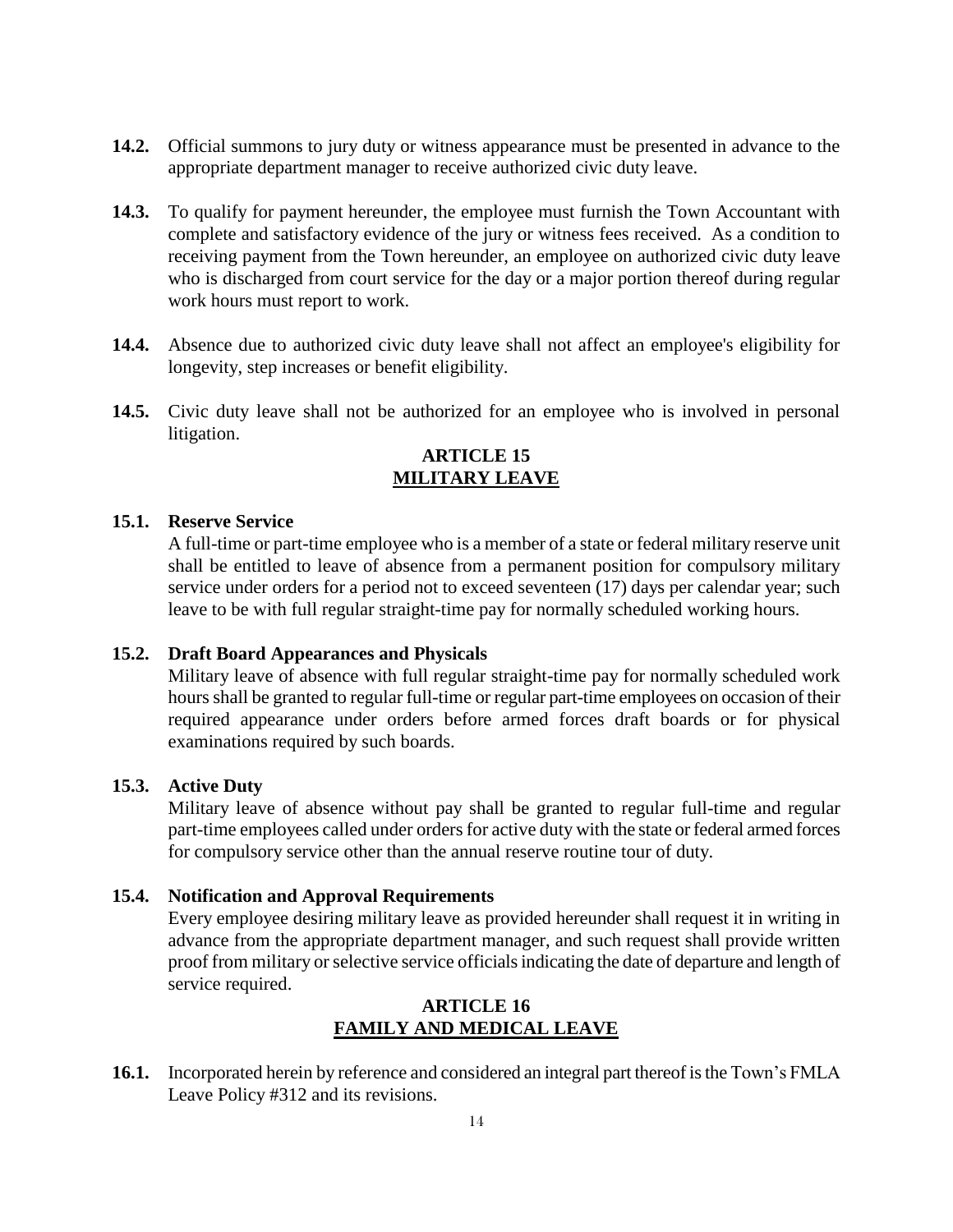**14.2.** Official summons to jury duty or witness appearance must be presented in advance to the appropriate department manager to receive authorized civic duty leave.

**14.3.** To qualify for payment hereunder, the employee must furnish the Town Accountant with complete and satisfactory evidence of the jury or witness fees received. As a condition to receiving payment from the Town hereunder, an employee on authorized civic duty leave who is discharged from court service for the day or a major portion thereof during regular work hours must report to work.

**14.4.** Absence due to authorized civic duty leave shall not affect an employee's eligibility for longevity, step increases or benefit eligibility.

**14.5.** Civic duty leave shall not be authorized for an employee who is involved in personal litigation.

## ARTICLE 15
## MILITARY LEAVE

**15.1. Reserve Service**

A full-time or part-time employee who is a member of a state or federal military reserve unit shall be entitled to leave of absence from a permanent position for compulsory military service under orders for a period not to exceed seventeen (17) days per calendar year; such leave to be with full regular straight-time pay for normally scheduled working hours.

**15.2. Draft Board Appearances and Physicals**

Military leave of absence with full regular straight-time pay for normally scheduled work hours shall be granted to regular full-time or regular part-time employees on occasion of their required appearance under orders before armed forces draft boards or for physical examinations required by such boards.

**15.3. Active Duty**

Military leave of absence without pay shall be granted to regular full-time and regular part-time employees called under orders for active duty with the state or federal armed forces for compulsory service other than the annual reserve routine tour of duty.

**15.4. Notification and Approval Requirements**

Every employee desiring military leave as provided hereunder shall request it in writing in advance from the appropriate department manager, and such request shall provide written proof from military or selective service officials indicating the date of departure and length of service required.

## ARTICLE 16
## FAMILY AND MEDICAL LEAVE

**16.1.** Incorporated herein by reference and considered an integral part thereof is the Town's FMLA Leave Policy #312 and its revisions.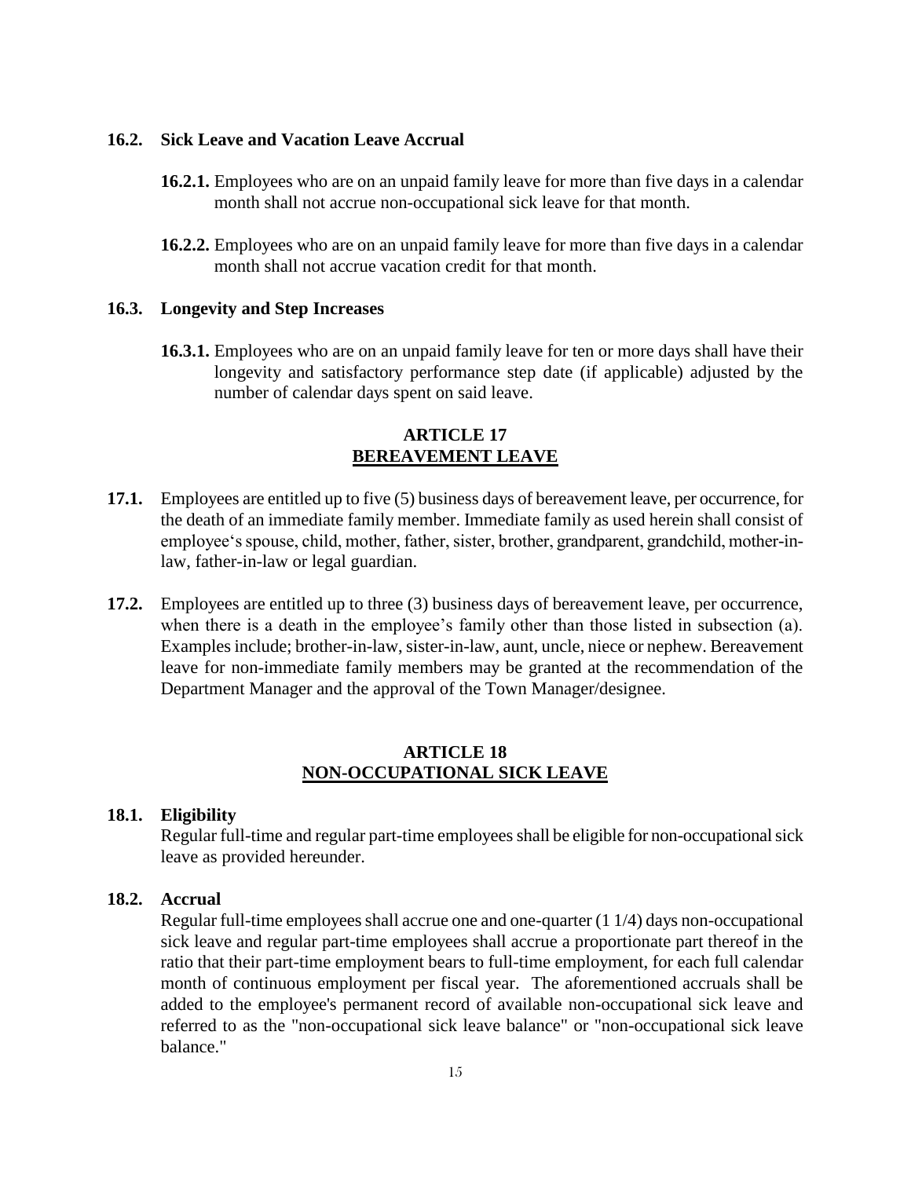### 16.2. Sick Leave and Vacation Leave Accrual

**16.2.1.** Employees who are on an unpaid family leave for more than five days in a calendar month shall not accrue non-occupational sick leave for that month.

**16.2.2.** Employees who are on an unpaid family leave for more than five days in a calendar month shall not accrue vacation credit for that month.

### 16.3. Longevity and Step Increases

**16.3.1.** Employees who are on an unpaid family leave for ten or more days shall have their longevity and satisfactory performance step date (if applicable) adjusted by the number of calendar days spent on said leave.

## ARTICLE 17
## BEREAVEMENT LEAVE

**17.1.** Employees are entitled up to five (5) business days of bereavement leave, per occurrence, for the death of an immediate family member. Immediate family as used herein shall consist of employee's spouse, child, mother, father, sister, brother, grandparent, grandchild, mother-in-law, father-in-law or legal guardian.

**17.2.** Employees are entitled up to three (3) business days of bereavement leave, per occurrence, when there is a death in the employee's family other than those listed in subsection (a). Examples include; brother-in-law, sister-in-law, aunt, uncle, niece or nephew. Bereavement leave for non-immediate family members may be granted at the recommendation of the Department Manager and the approval of the Town Manager/designee.

## ARTICLE 18
## NON-OCCUPATIONAL SICK LEAVE

### 18.1. Eligibility

Regular full-time and regular part-time employees shall be eligible for non-occupational sick leave as provided hereunder.

### 18.2. Accrual

Regular full-time employees shall accrue one and one-quarter (1 1/4) days non-occupational sick leave and regular part-time employees shall accrue a proportionate part thereof in the ratio that their part-time employment bears to full-time employment, for each full calendar month of continuous employment per fiscal year. The aforementioned accruals shall be added to the employee's permanent record of available non-occupational sick leave and referred to as the "non-occupational sick leave balance" or "non-occupational sick leave balance."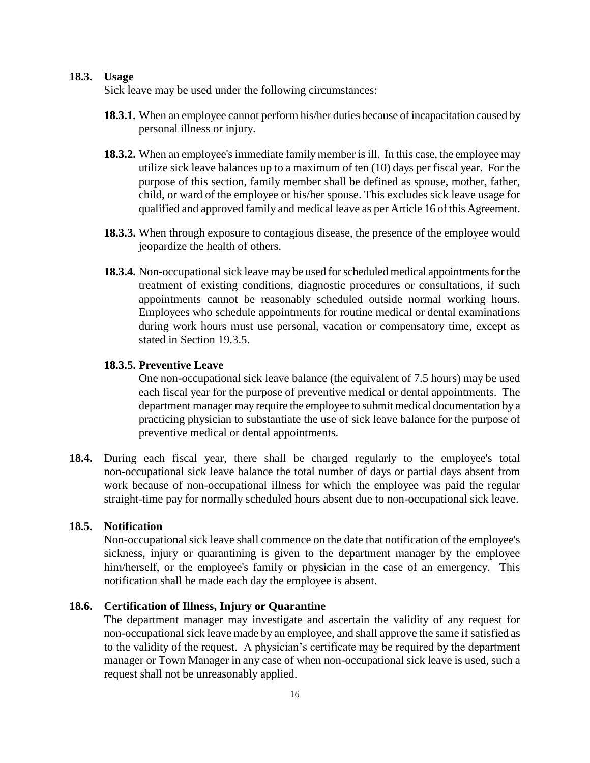**18.3. Usage**

Sick leave may be used under the following circumstances:

**18.3.1.** When an employee cannot perform his/her duties because of incapacitation caused by personal illness or injury.

**18.3.2.** When an employee's immediate family member is ill. In this case, the employee may utilize sick leave balances up to a maximum of ten (10) days per fiscal year. For the purpose of this section, family member shall be defined as spouse, mother, father, child, or ward of the employee or his/her spouse. This excludes sick leave usage for qualified and approved family and medical leave as per Article 16 of this Agreement.

**18.3.3.** When through exposure to contagious disease, the presence of the employee would jeopardize the health of others.

**18.3.4.** Non-occupational sick leave may be used for scheduled medical appointments for the treatment of existing conditions, diagnostic procedures or consultations, if such appointments cannot be reasonably scheduled outside normal working hours. Employees who schedule appointments for routine medical or dental examinations during work hours must use personal, vacation or compensatory time, except as stated in Section 19.3.5.

**18.3.5. Preventive Leave**

One non-occupational sick leave balance (the equivalent of 7.5 hours) may be used each fiscal year for the purpose of preventive medical or dental appointments. The department manager may require the employee to submit medical documentation by a practicing physician to substantiate the use of sick leave balance for the purpose of preventive medical or dental appointments.

**18.4.** During each fiscal year, there shall be charged regularly to the employee's total non-occupational sick leave balance the total number of days or partial days absent from work because of non-occupational illness for which the employee was paid the regular straight-time pay for normally scheduled hours absent due to non-occupational sick leave.

**18.5. Notification**

Non-occupational sick leave shall commence on the date that notification of the employee's sickness, injury or quarantining is given to the department manager by the employee him/herself, or the employee's family or physician in the case of an emergency. This notification shall be made each day the employee is absent.

**18.6. Certification of Illness, Injury or Quarantine**

The department manager may investigate and ascertain the validity of any request for non-occupational sick leave made by an employee, and shall approve the same if satisfied as to the validity of the request. A physician's certificate may be required by the department manager or Town Manager in any case of when non-occupational sick leave is used, such a request shall not be unreasonably applied.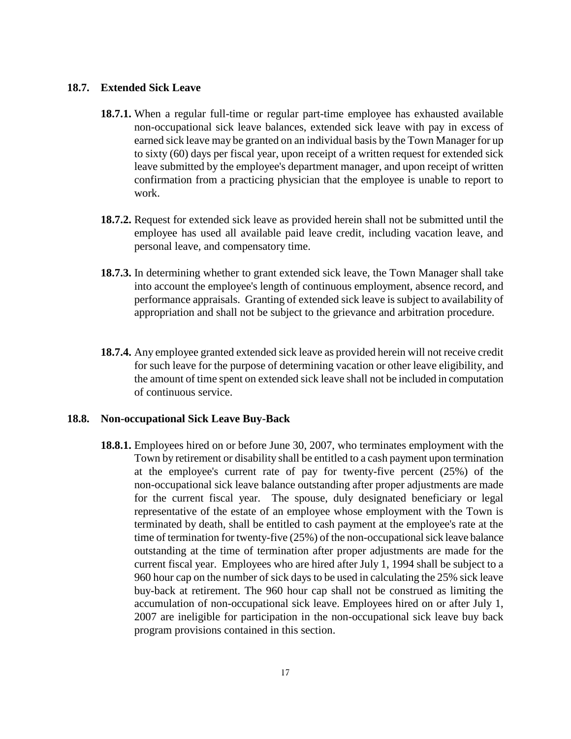### 18.7. Extended Sick Leave

**18.7.1.** When a regular full-time or regular part-time employee has exhausted available non-occupational sick leave balances, extended sick leave with pay in excess of earned sick leave may be granted on an individual basis by the Town Manager for up to sixty (60) days per fiscal year, upon receipt of a written request for extended sick leave submitted by the employee's department manager, and upon receipt of written confirmation from a practicing physician that the employee is unable to report to work.

**18.7.2.** Request for extended sick leave as provided herein shall not be submitted until the employee has used all available paid leave credit, including vacation leave, and personal leave, and compensatory time.

**18.7.3.** In determining whether to grant extended sick leave, the Town Manager shall take into account the employee's length of continuous employment, absence record, and performance appraisals. Granting of extended sick leave is subject to availability of appropriation and shall not be subject to the grievance and arbitration procedure.

**18.7.4.** Any employee granted extended sick leave as provided herein will not receive credit for such leave for the purpose of determining vacation or other leave eligibility, and the amount of time spent on extended sick leave shall not be included in computation of continuous service.

### 18.8. Non-occupational Sick Leave Buy-Back

**18.8.1.** Employees hired on or before June 30, 2007, who terminates employment with the Town by retirement or disability shall be entitled to a cash payment upon termination at the employee's current rate of pay for twenty-five percent (25%) of the non-occupational sick leave balance outstanding after proper adjustments are made for the current fiscal year. The spouse, duly designated beneficiary or legal representative of the estate of an employee whose employment with the Town is terminated by death, shall be entitled to cash payment at the employee's rate at the time of termination for twenty-five (25%) of the non-occupational sick leave balance outstanding at the time of termination after proper adjustments are made for the current fiscal year. Employees who are hired after July 1, 1994 shall be subject to a 960 hour cap on the number of sick days to be used in calculating the 25% sick leave buy-back at retirement. The 960 hour cap shall not be construed as limiting the accumulation of non-occupational sick leave. Employees hired on or after July 1, 2007 are ineligible for participation in the non-occupational sick leave buy back program provisions contained in this section.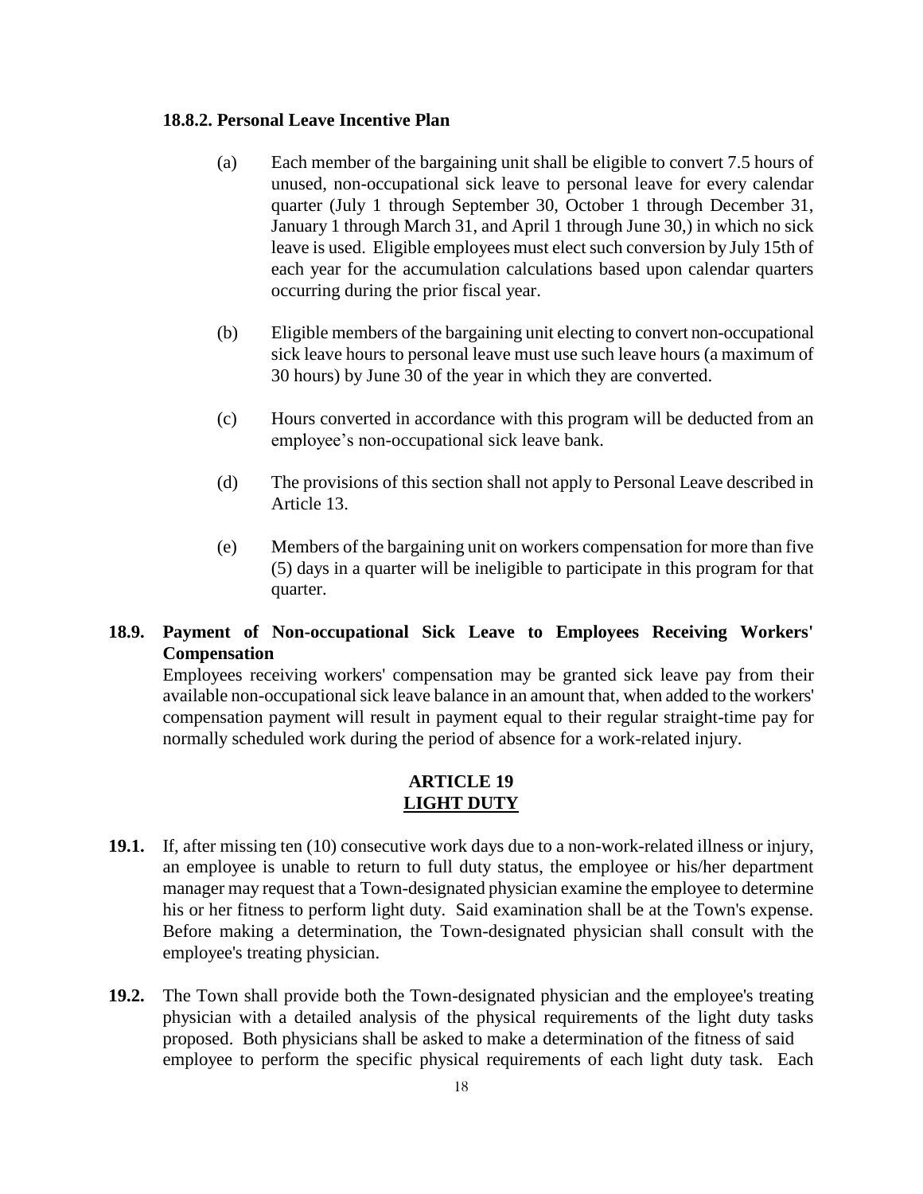### 18.8.2. Personal Leave Incentive Plan

(a) Each member of the bargaining unit shall be eligible to convert 7.5 hours of unused, non-occupational sick leave to personal leave for every calendar quarter (July 1 through September 30, October 1 through December 31, January 1 through March 31, and April 1 through June 30,) in which no sick leave is used. Eligible employees must elect such conversion by July 15th of each year for the accumulation calculations based upon calendar quarters occurring during the prior fiscal year.

(b) Eligible members of the bargaining unit electing to convert non-occupational sick leave hours to personal leave must use such leave hours (a maximum of 30 hours) by June 30 of the year in which they are converted.

(c) Hours converted in accordance with this program will be deducted from an employee's non-occupational sick leave bank.

(d) The provisions of this section shall not apply to Personal Leave described in Article 13.

(e) Members of the bargaining unit on workers compensation for more than five (5) days in a quarter will be ineligible to participate in this program for that quarter.

**18.9. Payment of Non-occupational Sick Leave to Employees Receiving Workers' Compensation**

Employees receiving workers' compensation may be granted sick leave pay from their available non-occupational sick leave balance in an amount that, when added to the workers' compensation payment will result in payment equal to their regular straight-time pay for normally scheduled work during the period of absence for a work-related injury.

## ARTICLE 19
## LIGHT DUTY

**19.1.** If, after missing ten (10) consecutive work days due to a non-work-related illness or injury, an employee is unable to return to full duty status, the employee or his/her department manager may request that a Town-designated physician examine the employee to determine his or her fitness to perform light duty. Said examination shall be at the Town's expense. Before making a determination, the Town-designated physician shall consult with the employee's treating physician.

**19.2.** The Town shall provide both the Town-designated physician and the employee's treating physician with a detailed analysis of the physical requirements of the light duty tasks proposed. Both physicians shall be asked to make a determination of the fitness of said employee to perform the specific physical requirements of each light duty task. Each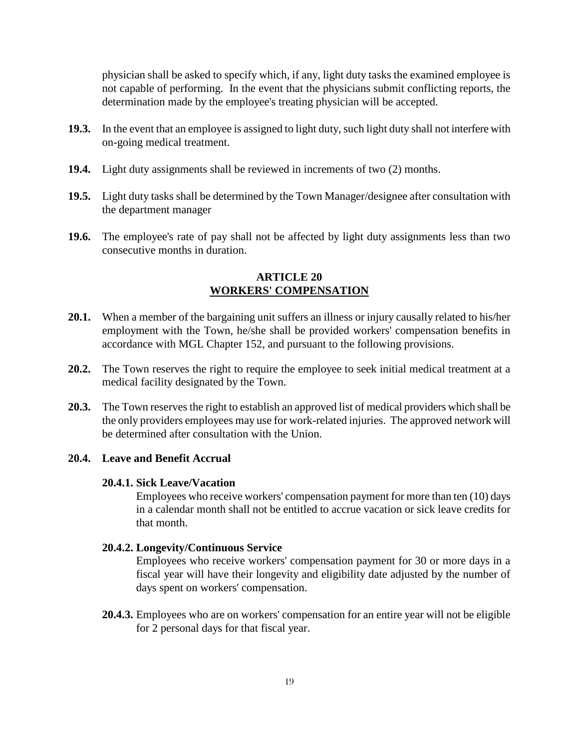physician shall be asked to specify which, if any, light duty tasks the examined employee is not capable of performing. In the event that the physicians submit conflicting reports, the determination made by the employee's treating physician will be accepted.

**19.3.** In the event that an employee is assigned to light duty, such light duty shall not interfere with on-going medical treatment.

**19.4.** Light duty assignments shall be reviewed in increments of two (2) months.

**19.5.** Light duty tasks shall be determined by the Town Manager/designee after consultation with the department manager

**19.6.** The employee's rate of pay shall not be affected by light duty assignments less than two consecutive months in duration.

## ARTICLE 20
## WORKERS' COMPENSATION

**20.1.** When a member of the bargaining unit suffers an illness or injury causally related to his/her employment with the Town, he/she shall be provided workers' compensation benefits in accordance with MGL Chapter 152, and pursuant to the following provisions.

**20.2.** The Town reserves the right to require the employee to seek initial medical treatment at a medical facility designated by the Town.

**20.3.** The Town reserves the right to establish an approved list of medical providers which shall be the only providers employees may use for work-related injuries. The approved network will be determined after consultation with the Union.

**20.4. Leave and Benefit Accrual**

**20.4.1. Sick Leave/Vacation**
Employees who receive workers' compensation payment for more than ten (10) days in a calendar month shall not be entitled to accrue vacation or sick leave credits for that month.

**20.4.2. Longevity/Continuous Service**
Employees who receive workers' compensation payment for 30 or more days in a fiscal year will have their longevity and eligibility date adjusted by the number of days spent on workers' compensation.

**20.4.3.** Employees who are on workers' compensation for an entire year will not be eligible for 2 personal days for that fiscal year.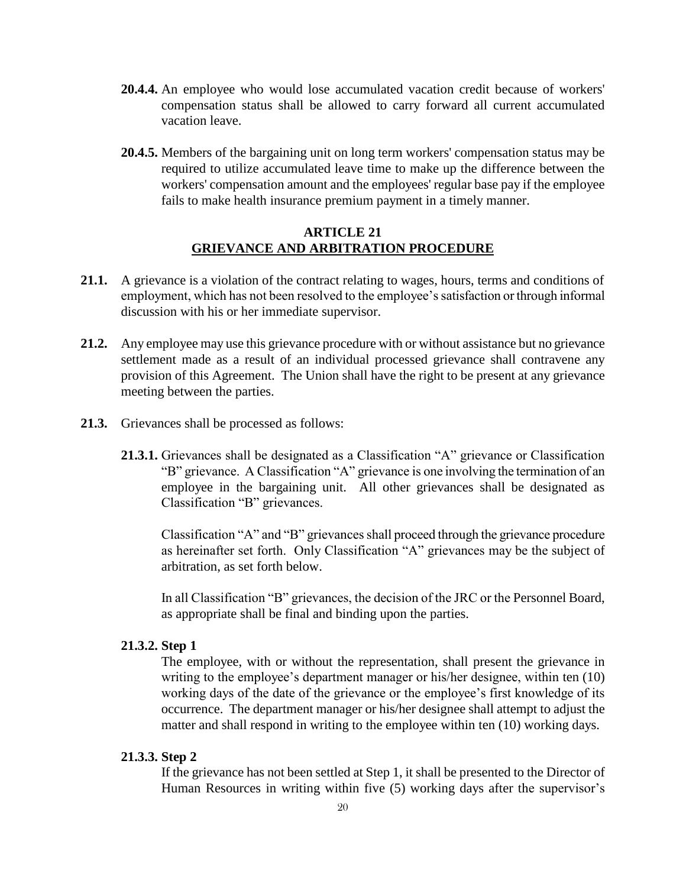**20.4.4.** An employee who would lose accumulated vacation credit because of workers' compensation status shall be allowed to carry forward all current accumulated vacation leave.

**20.4.5.** Members of the bargaining unit on long term workers' compensation status may be required to utilize accumulated leave time to make up the difference between the workers' compensation amount and the employees' regular base pay if the employee fails to make health insurance premium payment in a timely manner.

## ARTICLE 21
## GRIEVANCE AND ARBITRATION PROCEDURE

**21.1.** A grievance is a violation of the contract relating to wages, hours, terms and conditions of employment, which has not been resolved to the employee's satisfaction or through informal discussion with his or her immediate supervisor.

**21.2.** Any employee may use this grievance procedure with or without assistance but no grievance settlement made as a result of an individual processed grievance shall contravene any provision of this Agreement. The Union shall have the right to be present at any grievance meeting between the parties.

**21.3.** Grievances shall be processed as follows:

**21.3.1.** Grievances shall be designated as a Classification "A" grievance or Classification "B" grievance. A Classification "A" grievance is one involving the termination of an employee in the bargaining unit. All other grievances shall be designated as Classification "B" grievances.

Classification "A" and "B" grievances shall proceed through the grievance procedure as hereinafter set forth. Only Classification "A" grievances may be the subject of arbitration, as set forth below.

In all Classification "B" grievances, the decision of the JRC or the Personnel Board, as appropriate shall be final and binding upon the parties.

**21.3.2. Step 1**

The employee, with or without the representation, shall present the grievance in writing to the employee's department manager or his/her designee, within ten (10) working days of the date of the grievance or the employee's first knowledge of its occurrence. The department manager or his/her designee shall attempt to adjust the matter and shall respond in writing to the employee within ten (10) working days.

**21.3.3. Step 2**

If the grievance has not been settled at Step 1, it shall be presented to the Director of Human Resources in writing within five (5) working days after the supervisor's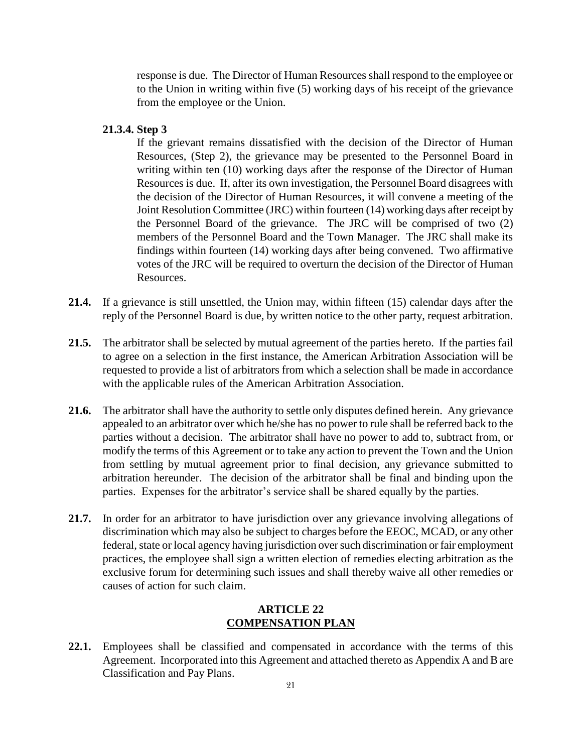response is due. The Director of Human Resources shall respond to the employee or to the Union in writing within five (5) working days of his receipt of the grievance from the employee or the Union.

**21.3.4. Step 3**

If the grievant remains dissatisfied with the decision of the Director of Human Resources, (Step 2), the grievance may be presented to the Personnel Board in writing within ten (10) working days after the response of the Director of Human Resources is due. If, after its own investigation, the Personnel Board disagrees with the decision of the Director of Human Resources, it will convene a meeting of the Joint Resolution Committee (JRC) within fourteen (14) working days after receipt by the Personnel Board of the grievance. The JRC will be comprised of two (2) members of the Personnel Board and the Town Manager. The JRC shall make its findings within fourteen (14) working days after being convened. Two affirmative votes of the JRC will be required to overturn the decision of the Director of Human Resources.

**21.4.** If a grievance is still unsettled, the Union may, within fifteen (15) calendar days after the reply of the Personnel Board is due, by written notice to the other party, request arbitration.

**21.5.** The arbitrator shall be selected by mutual agreement of the parties hereto. If the parties fail to agree on a selection in the first instance, the American Arbitration Association will be requested to provide a list of arbitrators from which a selection shall be made in accordance with the applicable rules of the American Arbitration Association.

**21.6.** The arbitrator shall have the authority to settle only disputes defined herein. Any grievance appealed to an arbitrator over which he/she has no power to rule shall be referred back to the parties without a decision. The arbitrator shall have no power to add to, subtract from, or modify the terms of this Agreement or to take any action to prevent the Town and the Union from settling by mutual agreement prior to final decision, any grievance submitted to arbitration hereunder. The decision of the arbitrator shall be final and binding upon the parties. Expenses for the arbitrator's service shall be shared equally by the parties.

**21.7.** In order for an arbitrator to have jurisdiction over any grievance involving allegations of discrimination which may also be subject to charges before the EEOC, MCAD, or any other federal, state or local agency having jurisdiction over such discrimination or fair employment practices, the employee shall sign a written election of remedies electing arbitration as the exclusive forum for determining such issues and shall thereby waive all other remedies or causes of action for such claim.

## ARTICLE 22
## COMPENSATION PLAN

**22.1.** Employees shall be classified and compensated in accordance with the terms of this Agreement. Incorporated into this Agreement and attached thereto as Appendix A and B are Classification and Pay Plans.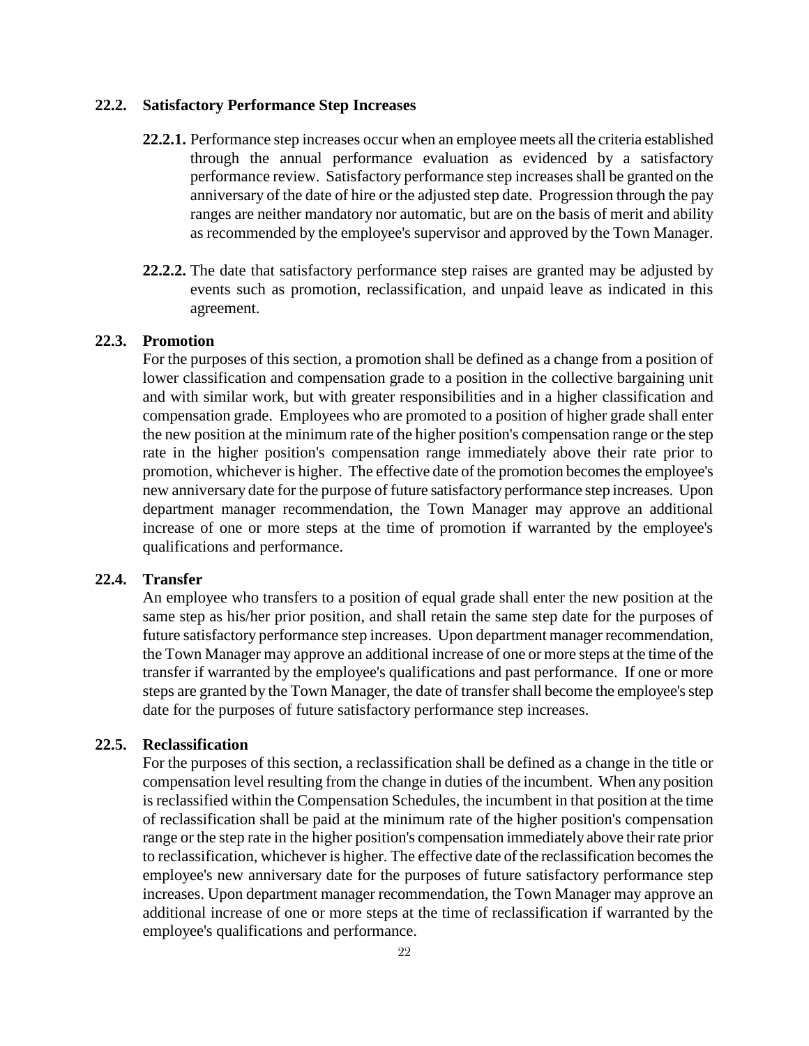### 22.2. Satisfactory Performance Step Increases

**22.2.1.** Performance step increases occur when an employee meets all the criteria established through the annual performance evaluation as evidenced by a satisfactory performance review. Satisfactory performance step increases shall be granted on the anniversary of the date of hire or the adjusted step date. Progression through the pay ranges are neither mandatory nor automatic, but are on the basis of merit and ability as recommended by the employee's supervisor and approved by the Town Manager.

**22.2.2.** The date that satisfactory performance step raises are granted may be adjusted by events such as promotion, reclassification, and unpaid leave as indicated in this agreement.

### 22.3. Promotion

For the purposes of this section, a promotion shall be defined as a change from a position of lower classification and compensation grade to a position in the collective bargaining unit and with similar work, but with greater responsibilities and in a higher classification and compensation grade. Employees who are promoted to a position of higher grade shall enter the new position at the minimum rate of the higher position's compensation range or the step rate in the higher position's compensation range immediately above their rate prior to promotion, whichever is higher. The effective date of the promotion becomes the employee's new anniversary date for the purpose of future satisfactory performance step increases. Upon department manager recommendation, the Town Manager may approve an additional increase of one or more steps at the time of promotion if warranted by the employee's qualifications and performance.

### 22.4. Transfer

An employee who transfers to a position of equal grade shall enter the new position at the same step as his/her prior position, and shall retain the same step date for the purposes of future satisfactory performance step increases. Upon department manager recommendation, the Town Manager may approve an additional increase of one or more steps at the time of the transfer if warranted by the employee's qualifications and past performance. If one or more steps are granted by the Town Manager, the date of transfer shall become the employee's step date for the purposes of future satisfactory performance step increases.

### 22.5. Reclassification

For the purposes of this section, a reclassification shall be defined as a change in the title or compensation level resulting from the change in duties of the incumbent. When any position is reclassified within the Compensation Schedules, the incumbent in that position at the time of reclassification shall be paid at the minimum rate of the higher position's compensation range or the step rate in the higher position's compensation immediately above their rate prior to reclassification, whichever is higher. The effective date of the reclassification becomes the employee's new anniversary date for the purposes of future satisfactory performance step increases. Upon department manager recommendation, the Town Manager may approve an additional increase of one or more steps at the time of reclassification if warranted by the employee's qualifications and performance.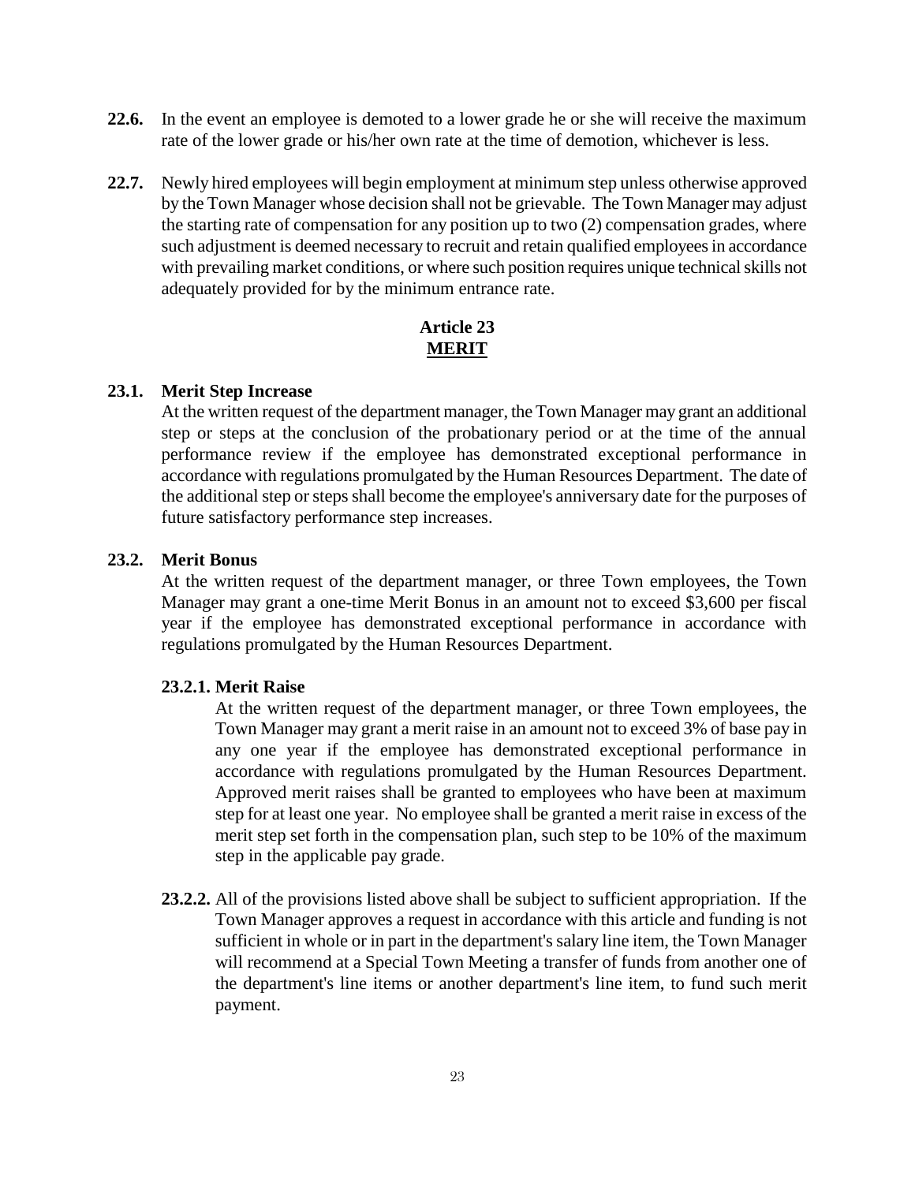**22.6.** In the event an employee is demoted to a lower grade he or she will receive the maximum rate of the lower grade or his/her own rate at the time of demotion, whichever is less.

**22.7.** Newly hired employees will begin employment at minimum step unless otherwise approved by the Town Manager whose decision shall not be grievable. The Town Manager may adjust the starting rate of compensation for any position up to two (2) compensation grades, where such adjustment is deemed necessary to recruit and retain qualified employees in accordance with prevailing market conditions, or where such position requires unique technical skills not adequately provided for by the minimum entrance rate.

## Article 23
## MERIT

**23.1. Merit Step Increase**

At the written request of the department manager, the Town Manager may grant an additional step or steps at the conclusion of the probationary period or at the time of the annual performance review if the employee has demonstrated exceptional performance in accordance with regulations promulgated by the Human Resources Department. The date of the additional step or steps shall become the employee's anniversary date for the purposes of future satisfactory performance step increases.

**23.2. Merit Bonus**

At the written request of the department manager, or three Town employees, the Town Manager may grant a one-time Merit Bonus in an amount not to exceed $3,600 per fiscal year if the employee has demonstrated exceptional performance in accordance with regulations promulgated by the Human Resources Department.

**23.2.1. Merit Raise**

At the written request of the department manager, or three Town employees, the Town Manager may grant a merit raise in an amount not to exceed 3% of base pay in any one year if the employee has demonstrated exceptional performance in accordance with regulations promulgated by the Human Resources Department. Approved merit raises shall be granted to employees who have been at maximum step for at least one year. No employee shall be granted a merit raise in excess of the merit step set forth in the compensation plan, such step to be 10% of the maximum step in the applicable pay grade.

**23.2.2.** All of the provisions listed above shall be subject to sufficient appropriation. If the Town Manager approves a request in accordance with this article and funding is not sufficient in whole or in part in the department's salary line item, the Town Manager will recommend at a Special Town Meeting a transfer of funds from another one of the department's line items or another department's line item, to fund such merit payment.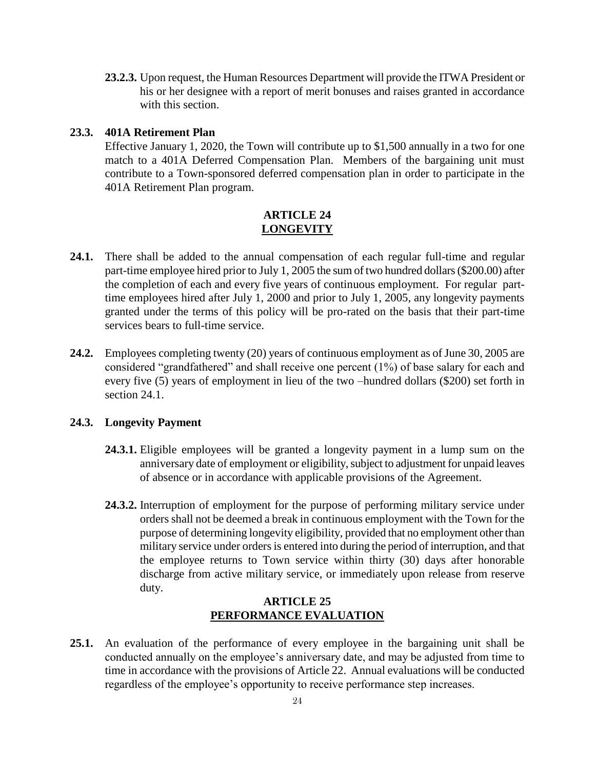**23.2.3.** Upon request, the Human Resources Department will provide the ITWA President or his or her designee with a report of merit bonuses and raises granted in accordance with this section.

**23.3. 401A Retirement Plan**

Effective January 1, 2020, the Town will contribute up to $1,500 annually in a two for one match to a 401A Deferred Compensation Plan. Members of the bargaining unit must contribute to a Town-sponsored deferred compensation plan in order to participate in the 401A Retirement Plan program.

## ARTICLE 24
## LONGEVITY

**24.1.** There shall be added to the annual compensation of each regular full-time and regular part-time employee hired prior to July 1, 2005 the sum of two hundred dollars ($200.00) after the completion of each and every five years of continuous employment. For regular part-time employees hired after July 1, 2000 and prior to July 1, 2005, any longevity payments granted under the terms of this policy will be pro-rated on the basis that their part-time services bears to full-time service.

**24.2.** Employees completing twenty (20) years of continuous employment as of June 30, 2005 are considered "grandfathered" and shall receive one percent (1%) of base salary for each and every five (5) years of employment in lieu of the two –hundred dollars ($200) set forth in section 24.1.

**24.3. Longevity Payment**

**24.3.1.** Eligible employees will be granted a longevity payment in a lump sum on the anniversary date of employment or eligibility, subject to adjustment for unpaid leaves of absence or in accordance with applicable provisions of the Agreement.

**24.3.2.** Interruption of employment for the purpose of performing military service under orders shall not be deemed a break in continuous employment with the Town for the purpose of determining longevity eligibility, provided that no employment other than military service under orders is entered into during the period of interruption, and that the employee returns to Town service within thirty (30) days after honorable discharge from active military service, or immediately upon release from reserve duty.

## ARTICLE 25
## PERFORMANCE EVALUATION

**25.1.** An evaluation of the performance of every employee in the bargaining unit shall be conducted annually on the employee's anniversary date, and may be adjusted from time to time in accordance with the provisions of Article 22. Annual evaluations will be conducted regardless of the employee's opportunity to receive performance step increases.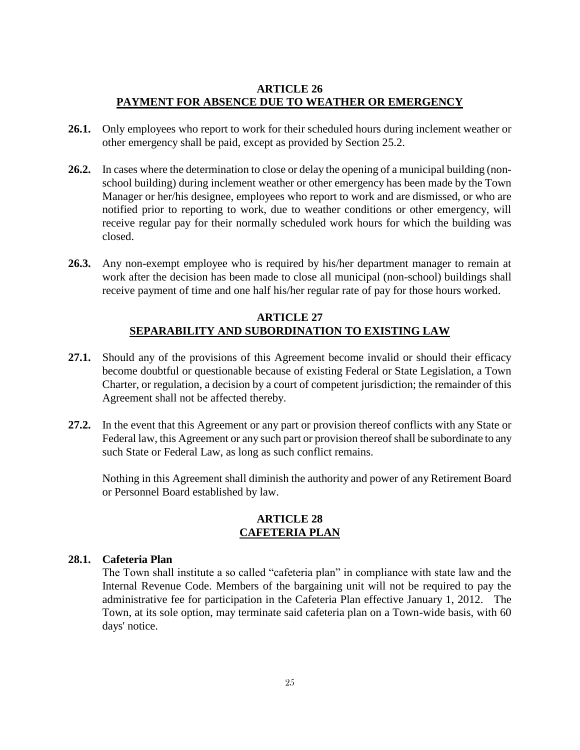## ARTICLE 26
## PAYMENT FOR ABSENCE DUE TO WEATHER OR EMERGENCY

**26.1.** Only employees who report to work for their scheduled hours during inclement weather or other emergency shall be paid, except as provided by Section 25.2.

**26.2.** In cases where the determination to close or delay the opening of a municipal building (non-school building) during inclement weather or other emergency has been made by the Town Manager or her/his designee, employees who report to work and are dismissed, or who are notified prior to reporting to work, due to weather conditions or other emergency, will receive regular pay for their normally scheduled work hours for which the building was closed.

**26.3.** Any non-exempt employee who is required by his/her department manager to remain at work after the decision has been made to close all municipal (non-school) buildings shall receive payment of time and one half his/her regular rate of pay for those hours worked.

## ARTICLE 27
## SEPARABILITY AND SUBORDINATION TO EXISTING LAW

**27.1.** Should any of the provisions of this Agreement become invalid or should their efficacy become doubtful or questionable because of existing Federal or State Legislation, a Town Charter, or regulation, a decision by a court of competent jurisdiction; the remainder of this Agreement shall not be affected thereby.

**27.2.** In the event that this Agreement or any part or provision thereof conflicts with any State or Federal law, this Agreement or any such part or provision thereof shall be subordinate to any such State or Federal Law, as long as such conflict remains.

Nothing in this Agreement shall diminish the authority and power of any Retirement Board or Personnel Board established by law.

## ARTICLE 28
## CAFETERIA PLAN

**28.1. Cafeteria Plan**
The Town shall institute a so called "cafeteria plan" in compliance with state law and the Internal Revenue Code. Members of the bargaining unit will not be required to pay the administrative fee for participation in the Cafeteria Plan effective January 1, 2012. The Town, at its sole option, may terminate said cafeteria plan on a Town-wide basis, with 60 days' notice.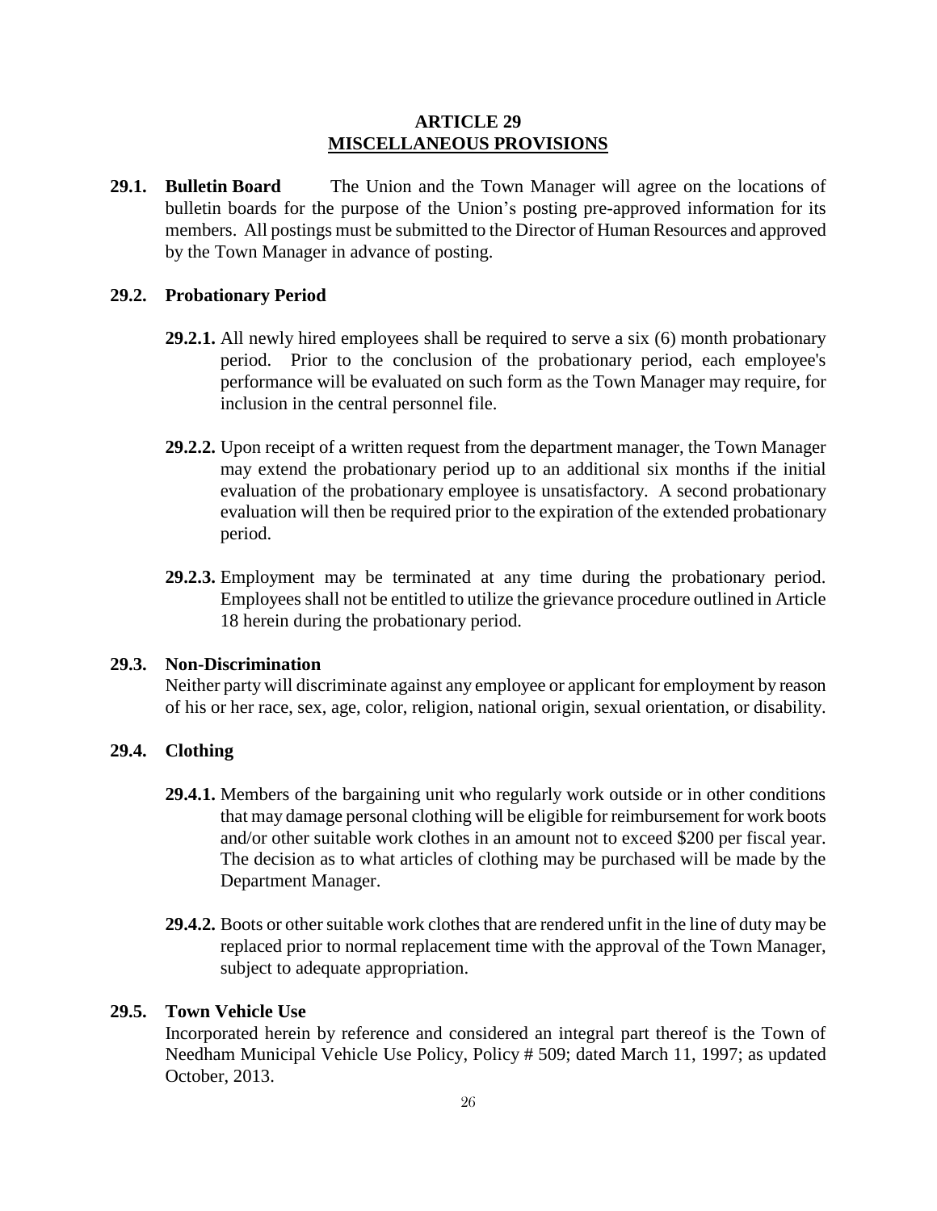# ARTICLE 29
## MISCELLANEOUS PROVISIONS

**29.1. Bulletin Board** The Union and the Town Manager will agree on the locations of bulletin boards for the purpose of the Union's posting pre-approved information for its members. All postings must be submitted to the Director of Human Resources and approved by the Town Manager in advance of posting.

**29.2. Probationary Period**

**29.2.1.** All newly hired employees shall be required to serve a six (6) month probationary period. Prior to the conclusion of the probationary period, each employee's performance will be evaluated on such form as the Town Manager may require, for inclusion in the central personnel file.

**29.2.2.** Upon receipt of a written request from the department manager, the Town Manager may extend the probationary period up to an additional six months if the initial evaluation of the probationary employee is unsatisfactory. A second probationary evaluation will then be required prior to the expiration of the extended probationary period.

**29.2.3.** Employment may be terminated at any time during the probationary period. Employees shall not be entitled to utilize the grievance procedure outlined in Article 18 herein during the probationary period.

**29.3. Non-Discrimination**
Neither party will discriminate against any employee or applicant for employment by reason of his or her race, sex, age, color, religion, national origin, sexual orientation, or disability.

**29.4. Clothing**

**29.4.1.** Members of the bargaining unit who regularly work outside or in other conditions that may damage personal clothing will be eligible for reimbursement for work boots and/or other suitable work clothes in an amount not to exceed $200 per fiscal year. The decision as to what articles of clothing may be purchased will be made by the Department Manager.

**29.4.2.** Boots or other suitable work clothes that are rendered unfit in the line of duty may be replaced prior to normal replacement time with the approval of the Town Manager, subject to adequate appropriation.

**29.5. Town Vehicle Use**
Incorporated herein by reference and considered an integral part thereof is the Town of Needham Municipal Vehicle Use Policy, Policy # 509; dated March 11, 1997; as updated October, 2013.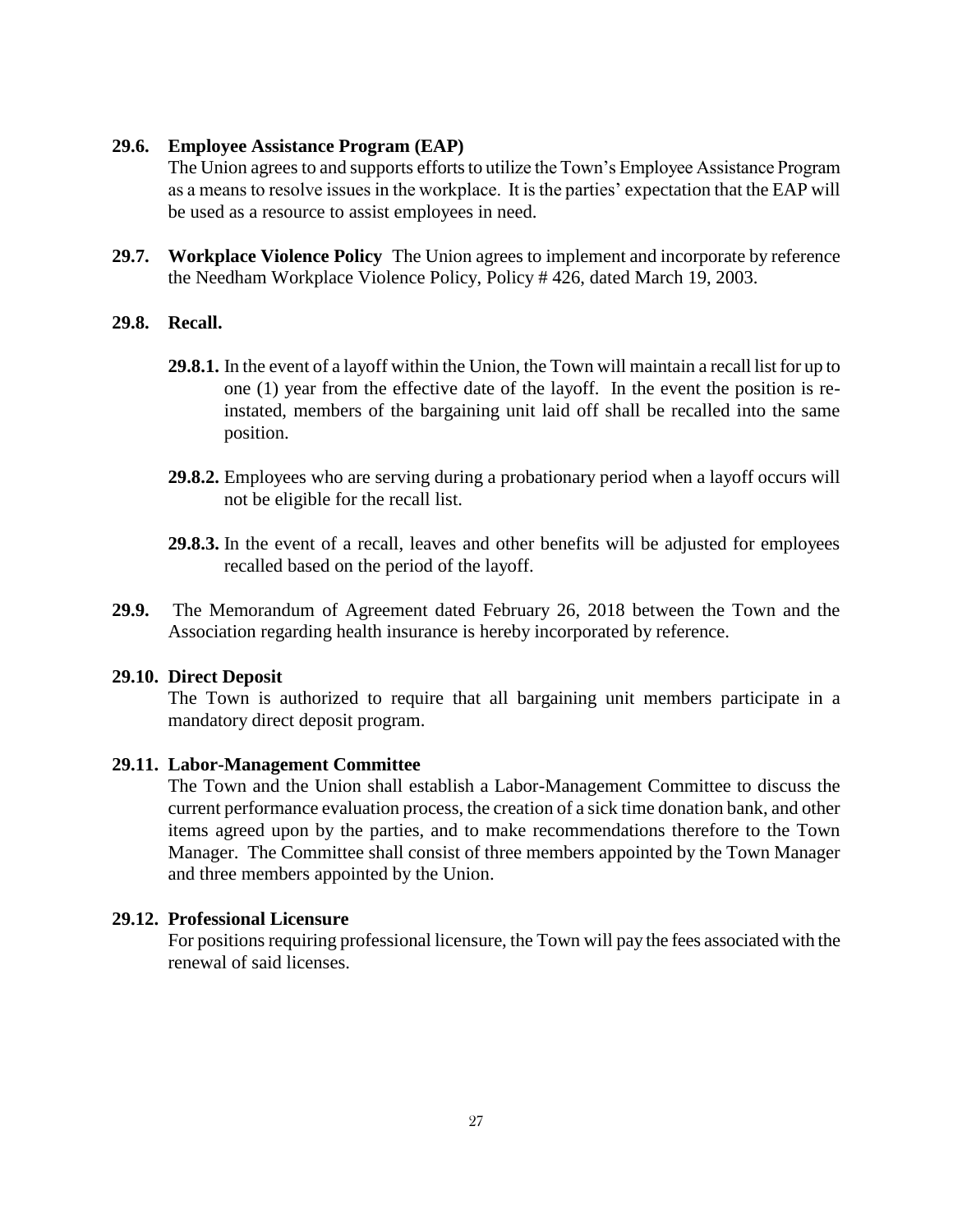**29.6. Employee Assistance Program (EAP)**

The Union agrees to and supports efforts to utilize the Town's Employee Assistance Program as a means to resolve issues in the workplace. It is the parties' expectation that the EAP will be used as a resource to assist employees in need.

**29.7. Workplace Violence Policy** The Union agrees to implement and incorporate by reference the Needham Workplace Violence Policy, Policy # 426, dated March 19, 2003.

**29.8. Recall.**

**29.8.1.** In the event of a layoff within the Union, the Town will maintain a recall list for up to one (1) year from the effective date of the layoff. In the event the position is re-instated, members of the bargaining unit laid off shall be recalled into the same position.

**29.8.2.** Employees who are serving during a probationary period when a layoff occurs will not be eligible for the recall list.

**29.8.3.** In the event of a recall, leaves and other benefits will be adjusted for employees recalled based on the period of the layoff.

**29.9.** The Memorandum of Agreement dated February 26, 2018 between the Town and the Association regarding health insurance is hereby incorporated by reference.

**29.10. Direct Deposit**

The Town is authorized to require that all bargaining unit members participate in a mandatory direct deposit program.

**29.11. Labor-Management Committee**

The Town and the Union shall establish a Labor-Management Committee to discuss the current performance evaluation process, the creation of a sick time donation bank, and other items agreed upon by the parties, and to make recommendations therefore to the Town Manager. The Committee shall consist of three members appointed by the Town Manager and three members appointed by the Union.

**29.12. Professional Licensure**

For positions requiring professional licensure, the Town will pay the fees associated with the renewal of said licenses.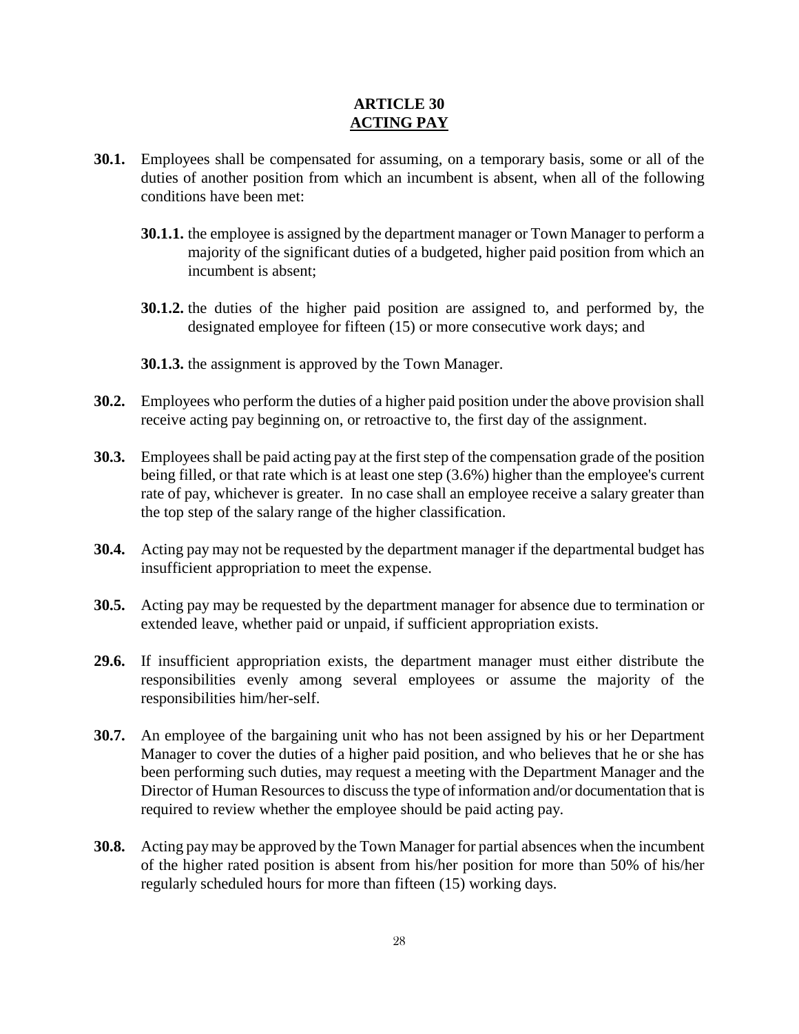# ARTICLE 30
## ACTING PAY

**30.1.** Employees shall be compensated for assuming, on a temporary basis, some or all of the duties of another position from which an incumbent is absent, when all of the following conditions have been met:

> **30.1.1.** the employee is assigned by the department manager or Town Manager to perform a majority of the significant duties of a budgeted, higher paid position from which an incumbent is absent;
>
> **30.1.2.** the duties of the higher paid position are assigned to, and performed by, the designated employee for fifteen (15) or more consecutive work days; and
>
> **30.1.3.** the assignment is approved by the Town Manager.

**30.2.** Employees who perform the duties of a higher paid position under the above provision shall receive acting pay beginning on, or retroactive to, the first day of the assignment.

**30.3.** Employees shall be paid acting pay at the first step of the compensation grade of the position being filled, or that rate which is at least one step (3.6%) higher than the employee's current rate of pay, whichever is greater. In no case shall an employee receive a salary greater than the top step of the salary range of the higher classification.

**30.4.** Acting pay may not be requested by the department manager if the departmental budget has insufficient appropriation to meet the expense.

**30.5.** Acting pay may be requested by the department manager for absence due to termination or extended leave, whether paid or unpaid, if sufficient appropriation exists.

**29.6.** If insufficient appropriation exists, the department manager must either distribute the responsibilities evenly among several employees or assume the majority of the responsibilities him/her-self.

**30.7.** An employee of the bargaining unit who has not been assigned by his or her Department Manager to cover the duties of a higher paid position, and who believes that he or she has been performing such duties, may request a meeting with the Department Manager and the Director of Human Resources to discuss the type of information and/or documentation that is required to review whether the employee should be paid acting pay.

**30.8.** Acting pay may be approved by the Town Manager for partial absences when the incumbent of the higher rated position is absent from his/her position for more than 50% of his/her regularly scheduled hours for more than fifteen (15) working days.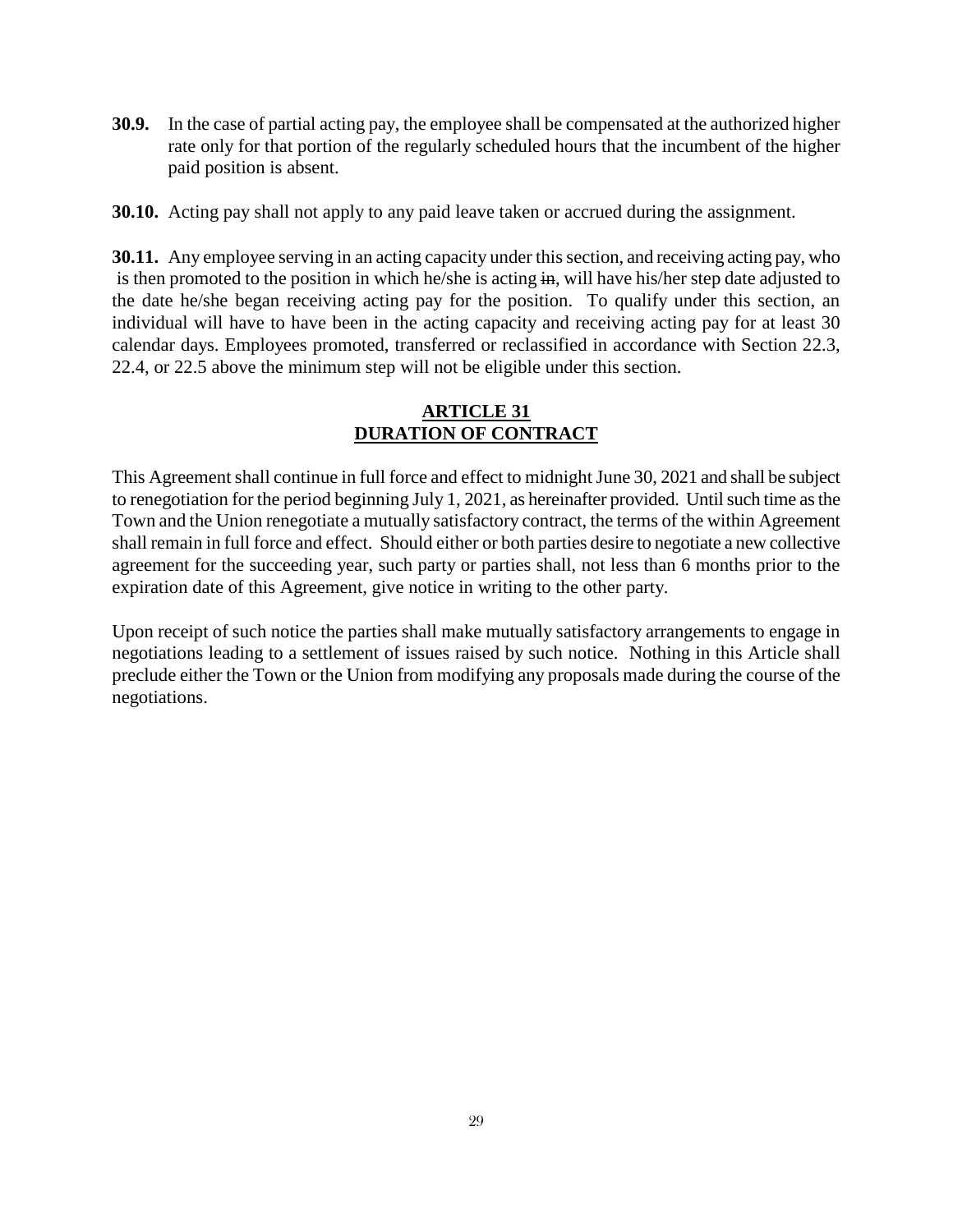**30.9.** In the case of partial acting pay, the employee shall be compensated at the authorized higher rate only for that portion of the regularly scheduled hours that the incumbent of the higher paid position is absent.

**30.10.** Acting pay shall not apply to any paid leave taken or accrued during the assignment.

**30.11.** Any employee serving in an acting capacity under this section, and receiving acting pay, who is then promoted to the position in which he/she is acting ~~in~~, will have his/her step date adjusted to the date he/she began receiving acting pay for the position. To qualify under this section, an individual will have to have been in the acting capacity and receiving acting pay for at least 30 calendar days. Employees promoted, transferred or reclassified in accordance with Section 22.3, 22.4, or 22.5 above the minimum step will not be eligible under this section.

## ARTICLE 31
## DURATION OF CONTRACT

This Agreement shall continue in full force and effect to midnight June 30, 2021 and shall be subject to renegotiation for the period beginning July 1, 2021, as hereinafter provided. Until such time as the Town and the Union renegotiate a mutually satisfactory contract, the terms of the within Agreement shall remain in full force and effect. Should either or both parties desire to negotiate a new collective agreement for the succeeding year, such party or parties shall, not less than 6 months prior to the expiration date of this Agreement, give notice in writing to the other party.

Upon receipt of such notice the parties shall make mutually satisfactory arrangements to engage in negotiations leading to a settlement of issues raised by such notice. Nothing in this Article shall preclude either the Town or the Union from modifying any proposals made during the course of the negotiations.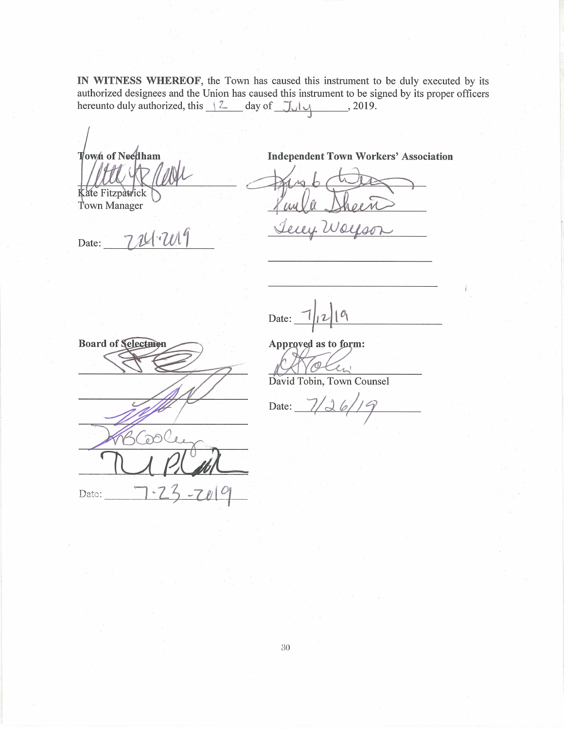**IN WITNESS WHEREOF**, the Town has caused this instrument to be duly executed by its authorized designees and the Union has caused this instrument to be signed by its proper officers hereunto duly authorized, this 12 day of July, 2019.

**Town of Needham**

Kate Fitzpatrick
Town Manager

Date: 7-24-2019

**Independent Town Workers' Association**

Paula Sheen

Terry Wolfson

Date: 7/12/19

**Board of Selectmen**

Date: 7-23-2019

**Approved as to form:**

David Tobin, Town Counsel

Date: 7/26/19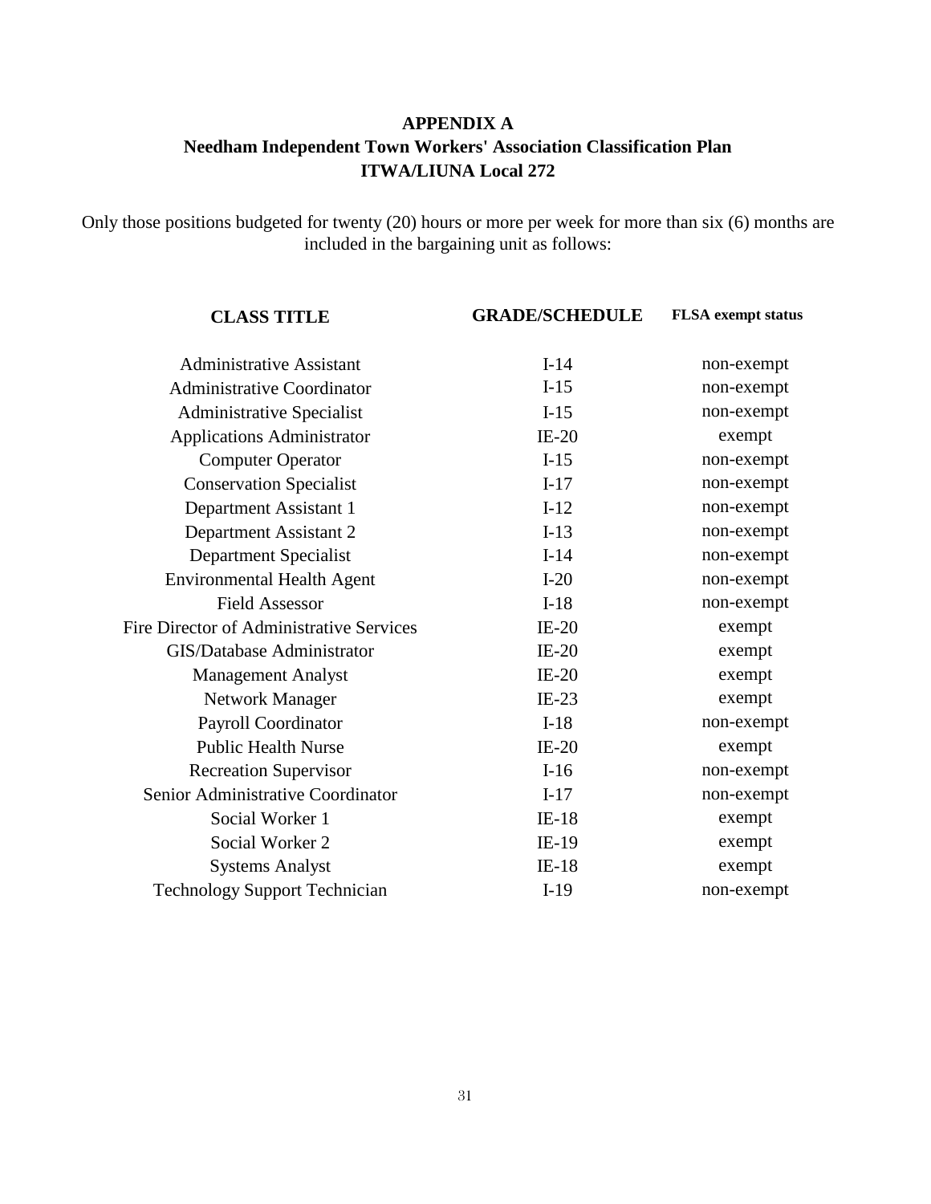# APPENDIX A
## Needham Independent Town Workers' Association Classification Plan
## ITWA/LIUNA Local 272

Only those positions budgeted for twenty (20) hours or more per week for more than six (6) months are included in the bargaining unit as follows:

| CLASS TITLE | GRADE/SCHEDULE | FLSA exempt status |
|---|---|---|
| Administrative Assistant | I-14 | non-exempt |
| Administrative Coordinator | I-15 | non-exempt |
| Administrative Specialist | I-15 | non-exempt |
| Applications Administrator | IE-20 | exempt |
| Computer Operator | I-15 | non-exempt |
| Conservation Specialist | I-17 | non-exempt |
| Department Assistant 1 | I-12 | non-exempt |
| Department Assistant 2 | I-13 | non-exempt |
| Department Specialist | I-14 | non-exempt |
| Environmental Health Agent | I-20 | non-exempt |
| Field Assessor | I-18 | non-exempt |
| Fire Director of Administrative Services | IE-20 | exempt |
| GIS/Database Administrator | IE-20 | exempt |
| Management Analyst | IE-20 | exempt |
| Network Manager | IE-23 | exempt |
| Payroll Coordinator | I-18 | non-exempt |
| Public Health Nurse | IE-20 | exempt |
| Recreation Supervisor | I-16 | non-exempt |
| Senior Administrative Coordinator | I-17 | non-exempt |
| Social Worker 1 | IE-18 | exempt |
| Social Worker 2 | IE-19 | exempt |
| Systems Analyst | IE-18 | exempt |
| Technology Support Technician | I-19 | non-exempt |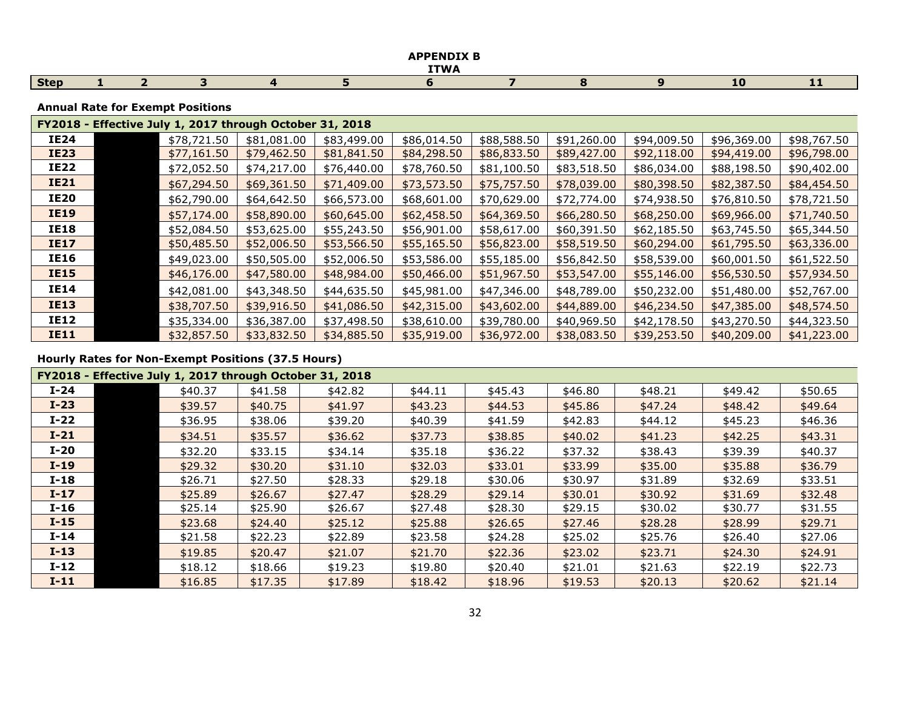# APPENDIX B

## ITWA

### Annual Rate for Exempt Positions

| Step | 1 | 2 | 3 | 4 | 5 | 6 | 7 | 8 | 9 | 10 | 11 |
|---|---|---|---|---|---|---|---|---|---|---|---|
| **FY2018 - Effective July 1, 2017 through October 31, 2018** | | | | | | | | | | | |
| **IE24** | | | $78,721.50 | $81,081.00 | $83,499.00 | $86,014.50 | $88,588.50 | $91,260.00 | $94,009.50 | $96,369.00 | $98,767.50 |
| **IE23** | | | $77,161.50 | $79,462.50 | $81,841.50 | $84,298.50 | $86,833.50 | $89,427.00 | $92,118.00 | $94,419.00 | $96,798.00 |
| **IE22** | | | $72,052.50 | $74,217.00 | $76,440.00 | $78,760.50 | $81,100.50 | $83,518.50 | $86,034.00 | $88,198.50 | $90,402.00 |
| **IE21** | | | $67,294.50 | $69,361.50 | $71,409.00 | $73,573.50 | $75,757.50 | $78,039.00 | $80,398.50 | $82,387.50 | $84,454.50 |
| **IE20** | | | $62,790.00 | $64,642.50 | $66,573.00 | $68,601.00 | $70,629.00 | $72,774.00 | $74,938.50 | $76,810.50 | $78,721.50 |
| **IE19** | | | $57,174.00 | $58,890.00 | $60,645.00 | $62,458.50 | $64,369.50 | $66,280.50 | $68,250.00 | $69,966.00 | $71,740.50 |
| **IE18** | | | $52,084.50 | $53,625.00 | $55,243.50 | $56,901.00 | $58,617.00 | $60,391.50 | $62,185.50 | $63,745.50 | $65,344.50 |
| **IE17** | | | $50,485.50 | $52,006.50 | $53,566.50 | $55,165.50 | $56,823.00 | $58,519.50 | $60,294.00 | $61,795.50 | $63,336.00 |
| **IE16** | | | $49,023.00 | $50,505.00 | $52,006.50 | $53,586.00 | $55,185.00 | $56,842.50 | $58,539.00 | $60,001.50 | $61,522.50 |
| **IE15** | | | $46,176.00 | $47,580.00 | $48,984.00 | $50,466.00 | $51,967.50 | $53,547.00 | $55,146.00 | $56,530.50 | $57,934.50 |
| **IE14** | | | $42,081.00 | $43,348.50 | $44,635.50 | $45,981.00 | $47,346.00 | $48,789.00 | $50,232.00 | $51,480.00 | $52,767.00 |
| **IE13** | | | $38,707.50 | $39,916.50 | $41,086.50 | $42,315.00 | $43,602.00 | $44,889.00 | $46,234.50 | $47,385.00 | $48,574.50 |
| **IE12** | | | $35,334.00 | $36,387.00 | $37,498.50 | $38,610.00 | $39,780.00 | $40,969.50 | $42,178.50 | $43,270.50 | $44,323.50 |
| **IE11** | | | $32,857.50 | $33,832.50 | $34,885.50 | $35,919.00 | $36,972.00 | $38,083.50 | $39,253.50 | $40,209.00 | $41,223.00 |

### Hourly Rates for Non-Exempt Positions (37.5 Hours)

| Step | 1 | 2 | 3 | 4 | 5 | 6 | 7 | 8 | 9 | 10 | 11 |
|---|---|---|---|---|---|---|---|---|---|---|---|
| **FY2018 - Effective July 1, 2017 through October 31, 2018** | | | | | | | | | | | |
| **I-24** | | | $40.37 | $41.58 | $42.82 | $44.11 | $45.43 | $46.80 | $48.21 | $49.42 | $50.65 |
| **I-23** | | | $39.57 | $40.75 | $41.97 | $43.23 | $44.53 | $45.86 | $47.24 | $48.42 | $49.64 |
| **I-22** | | | $36.95 | $38.06 | $39.20 | $40.39 | $41.59 | $42.83 | $44.12 | $45.23 | $46.36 |
| **I-21** | | | $34.51 | $35.57 | $36.62 | $37.73 | $38.85 | $40.02 | $41.23 | $42.25 | $43.31 |
| **I-20** | | | $32.20 | $33.15 | $34.14 | $35.18 | $36.22 | $37.32 | $38.43 | $39.39 | $40.37 |
| **I-19** | | | $29.32 | $30.20 | $31.10 | $32.03 | $33.01 | $33.99 | $35.00 | $35.88 | $36.79 |
| **I-18** | | | $26.71 | $27.50 | $28.33 | $29.18 | $30.06 | $30.97 | $31.89 | $32.69 | $33.51 |
| **I-17** | | | $25.89 | $26.67 | $27.47 | $28.29 | $29.14 | $30.01 | $30.92 | $31.69 | $32.48 |
| **I-16** | | | $25.14 | $25.90 | $26.67 | $27.48 | $28.30 | $29.15 | $30.02 | $30.77 | $31.55 |
| **I-15** | | | $23.68 | $24.40 | $25.12 | $25.88 | $26.65 | $27.46 | $28.28 | $28.99 | $29.71 |
| **I-14** | | | $21.58 | $22.23 | $22.89 | $23.58 | $24.28 | $25.02 | $25.76 | $26.40 | $27.06 |
| **I-13** | | | $19.85 | $20.47 | $21.07 | $21.70 | $22.36 | $23.02 | $23.71 | $24.30 | $24.91 |
| **I-12** | | | $18.12 | $18.66 | $19.23 | $19.80 | $20.40 | $21.01 | $21.63 | $22.19 | $22.73 |
| **I-11** | | | $16.85 | $17.35 | $17.89 | $18.42 | $18.96 | $19.53 | $20.13 | $20.62 | $21.14 |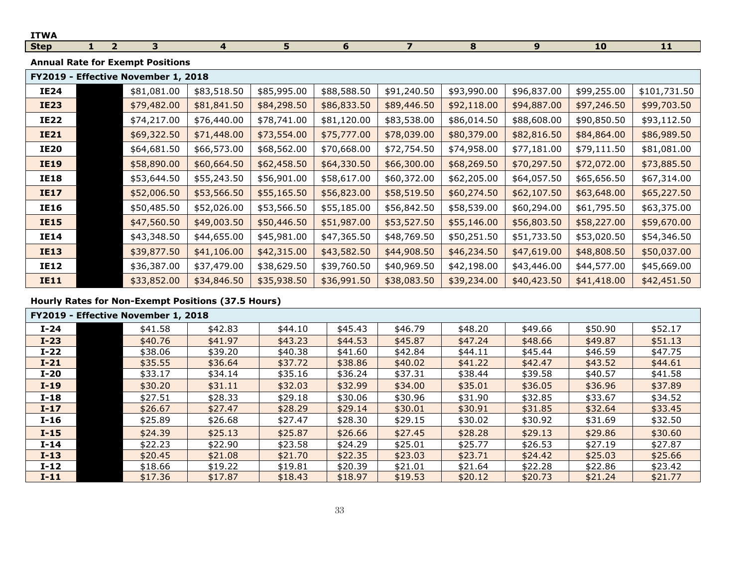**ITWA**

| Step | 1 | 2 | 3 | 4 | 5 | 6 | 7 | 8 | 9 | 10 | 11 |
|---|---|---|---|---|---|---|---|---|---|---|---|

**Annual Rate for Exempt Positions**

| FY2019 - Effective November 1, 2018 | | | | | | | | | | |
|---|---|---|---|---|---|---|---|---|---|---|
| **IE24** | | $81,081.00 | $83,518.50 | $85,995.00 | $88,588.50 | $91,240.50 | $93,990.00 | $96,837.00 | $99,255.00 | $101,731.50 |
| **IE23** | | $79,482.00 | $81,841.50 | $84,298.50 | $86,833.50 | $89,446.50 | $92,118.00 | $94,887.00 | $97,246.50 | $99,703.50 |
| **IE22** | | $74,217.00 | $76,440.00 | $78,741.00 | $81,120.00 | $83,538.00 | $86,014.50 | $88,608.00 | $90,850.50 | $93,112.50 |
| **IE21** | | $69,322.50 | $71,448.00 | $73,554.00 | $75,777.00 | $78,039.00 | $80,379.00 | $82,816.50 | $84,864.00 | $86,989.50 |
| **IE20** | | $64,681.50 | $66,573.00 | $68,562.00 | $70,668.00 | $72,754.50 | $74,958.00 | $77,181.00 | $79,111.50 | $81,081.00 |
| **IE19** | | $58,890.00 | $60,664.50 | $62,458.50 | $64,330.50 | $66,300.00 | $68,269.50 | $70,297.50 | $72,072.00 | $73,885.50 |
| **IE18** | | $53,644.50 | $55,243.50 | $56,901.00 | $58,617.00 | $60,372.00 | $62,205.00 | $64,057.50 | $65,656.50 | $67,314.00 |
| **IE17** | | $52,006.50 | $53,566.50 | $55,165.50 | $56,823.00 | $58,519.50 | $60,274.50 | $62,107.50 | $63,648.00 | $65,227.50 |
| **IE16** | | $50,485.50 | $52,026.00 | $53,566.50 | $55,185.00 | $56,842.50 | $58,539.00 | $60,294.00 | $61,795.50 | $63,375.00 |
| **IE15** | | $47,560.50 | $49,003.50 | $50,446.50 | $51,987.00 | $53,527.50 | $55,146.00 | $56,803.50 | $58,227.00 | $59,670.00 |
| **IE14** | | $43,348.50 | $44,655.00 | $45,981.00 | $47,365.50 | $48,769.50 | $50,251.50 | $51,733.50 | $53,020.50 | $54,346.50 |
| **IE13** | | $39,877.50 | $41,106.00 | $42,315.00 | $43,582.50 | $44,908.50 | $46,234.50 | $47,619.00 | $48,808.50 | $50,037.00 |
| **IE12** | | $36,387.00 | $37,479.00 | $38,629.50 | $39,760.50 | $40,969.50 | $42,198.00 | $43,446.00 | $44,577.00 | $45,669.00 |
| **IE11** | | $33,852.00 | $34,846.50 | $35,938.50 | $36,991.50 | $38,083.50 | $39,234.00 | $40,423.50 | $41,418.00 | $42,451.50 |

**Hourly Rates for Non-Exempt Positions (37.5 Hours)**

| FY2019 - Effective November 1, 2018 | | | | | | | | | | |
|---|---|---|---|---|---|---|---|---|---|---|
| **I-24** | | $41.58 | $42.83 | $44.10 | $45.43 | $46.79 | $48.20 | $49.66 | $50.90 | $52.17 |
| **I-23** | | $40.76 | $41.97 | $43.23 | $44.53 | $45.87 | $47.24 | $48.66 | $49.87 | $51.13 |
| **I-22** | | $38.06 | $39.20 | $40.38 | $41.60 | $42.84 | $44.11 | $45.44 | $46.59 | $47.75 |
| **I-21** | | $35.55 | $36.64 | $37.72 | $38.86 | $40.02 | $41.22 | $42.47 | $43.52 | $44.61 |
| **I-20** | | $33.17 | $34.14 | $35.16 | $36.24 | $37.31 | $38.44 | $39.58 | $40.57 | $41.58 |
| **I-19** | | $30.20 | $31.11 | $32.03 | $32.99 | $34.00 | $35.01 | $36.05 | $36.96 | $37.89 |
| **I-18** | | $27.51 | $28.33 | $29.18 | $30.06 | $30.96 | $31.90 | $32.85 | $33.67 | $34.52 |
| **I-17** | | $26.67 | $27.47 | $28.29 | $29.14 | $30.01 | $30.91 | $31.85 | $32.64 | $33.45 |
| **I-16** | | $25.89 | $26.68 | $27.47 | $28.30 | $29.15 | $30.02 | $30.92 | $31.69 | $32.50 |
| **I-15** | | $24.39 | $25.13 | $25.87 | $26.66 | $27.45 | $28.28 | $29.13 | $29.86 | $30.60 |
| **I-14** | | $22.23 | $22.90 | $23.58 | $24.29 | $25.01 | $25.77 | $26.53 | $27.19 | $27.87 |
| **I-13** | | $20.45 | $21.08 | $21.70 | $22.35 | $23.03 | $23.71 | $24.42 | $25.03 | $25.66 |
| **I-12** | | $18.66 | $19.22 | $19.81 | $20.39 | $21.01 | $21.64 | $22.28 | $22.86 | $23.42 |
| **I-11** | | $17.36 | $17.87 | $18.43 | $18.97 | $19.53 | $20.12 | $20.73 | $21.24 | $21.77 |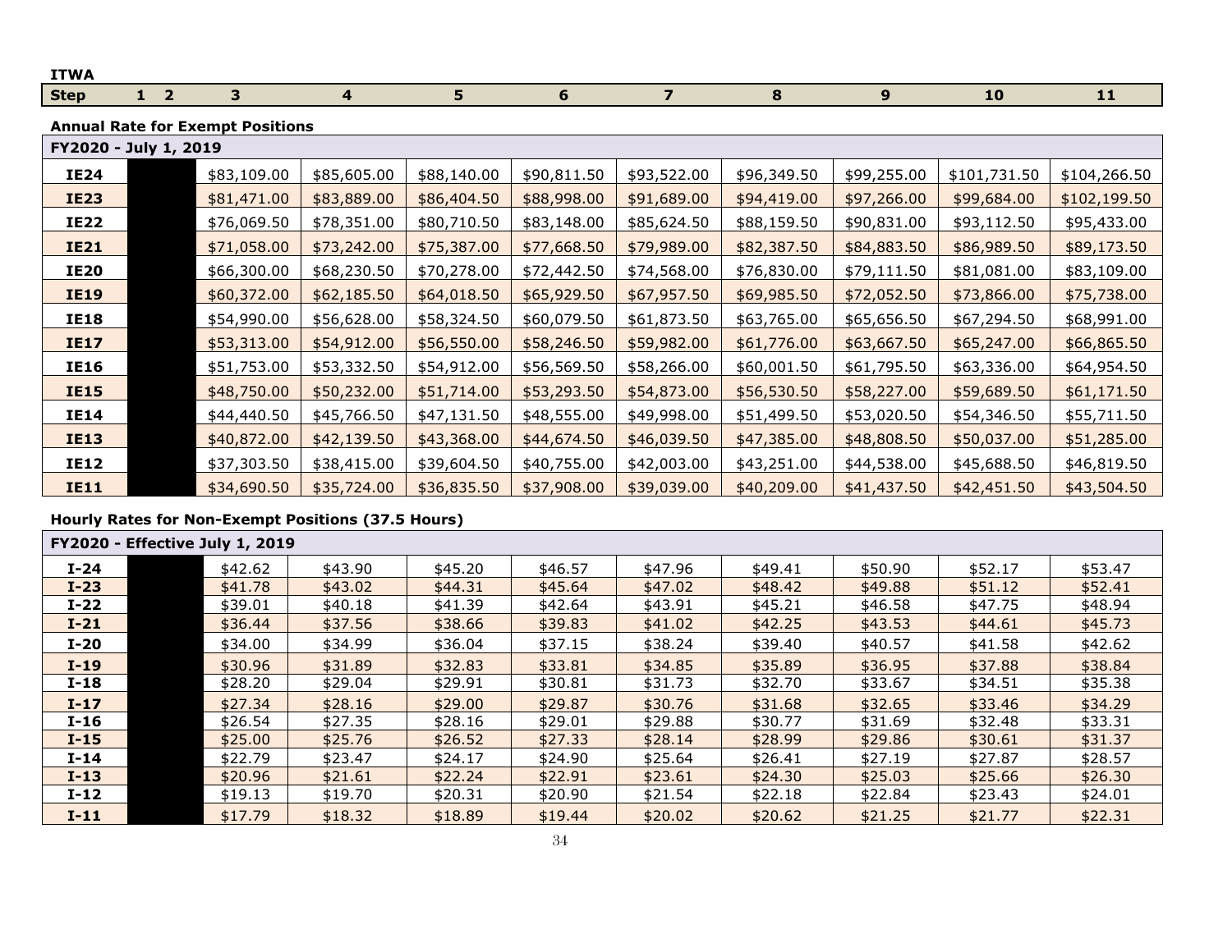**ITWA**

| Step | 1 | 2 | 3 | 4 | 5 | 6 | 7 | 8 | 9 | 10 | 11 |
|---|---|---|---|---|---|---|---|---|---|---|---|

**Annual Rate for Exempt Positions**

| FY2020 - July 1, 2019 | | | | | | | | | | |
|---|---|---|---|---|---|---|---|---|---|---|
| **IE24** | | $83,109.00 | $85,605.00 | $88,140.00 | $90,811.50 | $93,522.00 | $96,349.50 | $99,255.00 | $101,731.50 | $104,266.50 |
| **IE23** | | $81,471.00 | $83,889.00 | $86,404.50 | $88,998.00 | $91,689.00 | $94,419.00 | $97,266.00 | $99,684.00 | $102,199.50 |
| **IE22** | | $76,069.50 | $78,351.00 | $80,710.50 | $83,148.00 | $85,624.50 | $88,159.50 | $90,831.00 | $93,112.50 | $95,433.00 |
| **IE21** | | $71,058.00 | $73,242.00 | $75,387.00 | $77,668.50 | $79,989.00 | $82,387.50 | $84,883.50 | $86,989.50 | $89,173.50 |
| **IE20** | | $66,300.00 | $68,230.50 | $70,278.00 | $72,442.50 | $74,568.00 | $76,830.00 | $79,111.50 | $81,081.00 | $83,109.00 |
| **IE19** | | $60,372.00 | $62,185.50 | $64,018.50 | $65,929.50 | $67,957.50 | $69,985.50 | $72,052.50 | $73,866.00 | $75,738.00 |
| **IE18** | | $54,990.00 | $56,628.00 | $58,324.50 | $60,079.50 | $61,873.50 | $63,765.00 | $65,656.50 | $67,294.50 | $68,991.00 |
| **IE17** | | $53,313.00 | $54,912.00 | $56,550.00 | $58,246.50 | $59,982.00 | $61,776.00 | $63,667.50 | $65,247.00 | $66,865.50 |
| **IE16** | | $51,753.00 | $53,332.50 | $54,912.00 | $56,569.50 | $58,266.00 | $60,001.50 | $61,795.50 | $63,336.00 | $64,954.50 |
| **IE15** | | $48,750.00 | $50,232.00 | $51,714.00 | $53,293.50 | $54,873.00 | $56,530.50 | $58,227.00 | $59,689.50 | $61,171.50 |
| **IE14** | | $44,440.50 | $45,766.50 | $47,131.50 | $48,555.00 | $49,998.00 | $51,499.50 | $53,020.50 | $54,346.50 | $55,711.50 |
| **IE13** | | $40,872.00 | $42,139.50 | $43,368.00 | $44,674.50 | $46,039.50 | $47,385.00 | $48,808.50 | $50,037.00 | $51,285.00 |
| **IE12** | | $37,303.50 | $38,415.00 | $39,604.50 | $40,755.00 | $42,003.00 | $43,251.00 | $44,538.00 | $45,688.50 | $46,819.50 |
| **IE11** | | $34,690.50 | $35,724.00 | $36,835.50 | $37,908.00 | $39,039.00 | $40,209.00 | $41,437.50 | $42,451.50 | $43,504.50 |

**Hourly Rates for Non-Exempt Positions (37.5 Hours)**

| FY2020 - Effective July 1, 2019 | | | | | | | | | | |
|---|---|---|---|---|---|---|---|---|---|---|
| **I-24** | | $42.62 | $43.90 | $45.20 | $46.57 | $47.96 | $49.41 | $50.90 | $52.17 | $53.47 |
| **I-23** | | $41.78 | $43.02 | $44.31 | $45.64 | $47.02 | $48.42 | $49.88 | $51.12 | $52.41 |
| **I-22** | | $39.01 | $40.18 | $41.39 | $42.64 | $43.91 | $45.21 | $46.58 | $47.75 | $48.94 |
| **I-21** | | $36.44 | $37.56 | $38.66 | $39.83 | $41.02 | $42.25 | $43.53 | $44.61 | $45.73 |
| **I-20** | | $34.00 | $34.99 | $36.04 | $37.15 | $38.24 | $39.40 | $40.57 | $41.58 | $42.62 |
| **I-19** | | $30.96 | $31.89 | $32.83 | $33.81 | $34.85 | $35.89 | $36.95 | $37.88 | $38.84 |
| **I-18** | | $28.20 | $29.04 | $29.91 | $30.81 | $31.73 | $32.70 | $33.67 | $34.51 | $35.38 |
| **I-17** | | $27.34 | $28.16 | $29.00 | $29.87 | $30.76 | $31.68 | $32.65 | $33.46 | $34.29 |
| **I-16** | | $26.54 | $27.35 | $28.16 | $29.01 | $29.88 | $30.77 | $31.69 | $32.48 | $33.31 |
| **I-15** | | $25.00 | $25.76 | $26.52 | $27.33 | $28.14 | $28.99 | $29.86 | $30.61 | $31.37 |
| **I-14** | | $22.79 | $23.47 | $24.17 | $24.90 | $25.64 | $26.41 | $27.19 | $27.87 | $28.57 |
| **I-13** | | $20.96 | $21.61 | $22.24 | $22.91 | $23.61 | $24.30 | $25.03 | $25.66 | $26.30 |
| **I-12** | | $19.13 | $19.70 | $20.31 | $20.90 | $21.54 | $22.18 | $22.84 | $23.43 | $24.01 |
| **I-11** | | $17.79 | $18.32 | $18.89 | $19.44 | $20.02 | $20.62 | $21.25 | $21.77 | $22.31 |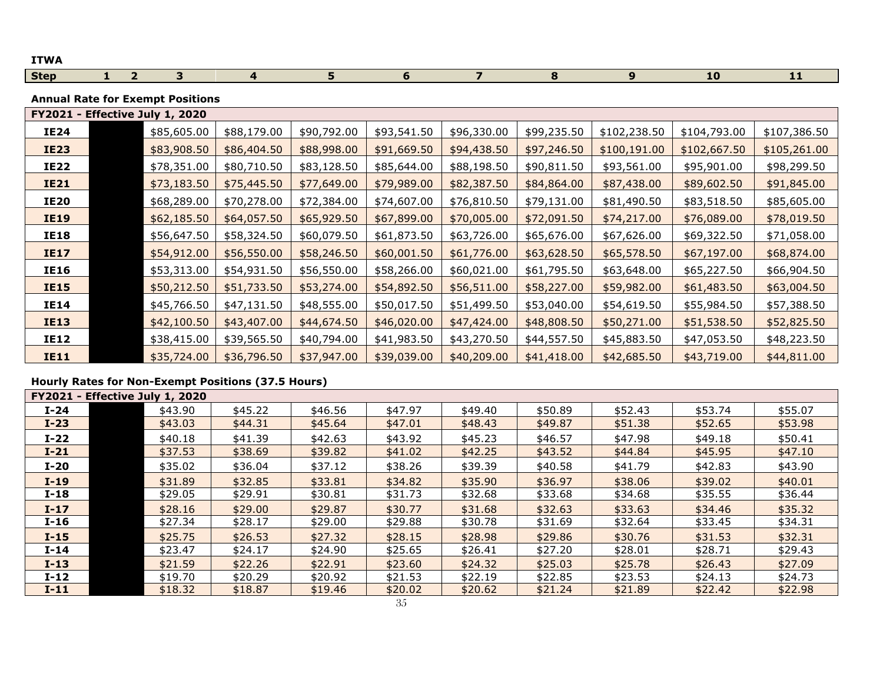**ITWA**

| Step | 1 | 2 | 3 | 4 | 5 | 6 | 7 | 8 | 9 | 10 | 11 |
|---|---|---|---|---|---|---|---|---|---|---|---|

**Annual Rate for Exempt Positions**

| FY2021 - Effective July 1, 2020 | | | | | | | | | | |
|---|---|---|---|---|---|---|---|---|---|---|
| **IE24** | | $85,605.00 | $88,179.00 | $90,792.00 | $93,541.50 | $96,330.00 | $99,235.50 | $102,238.50 | $104,793.00 | $107,386.50 |
| **IE23** | | $83,908.50 | $86,404.50 | $88,998.00 | $91,669.50 | $94,438.50 | $97,246.50 | $100,191.00 | $102,667.50 | $105,261.00 |
| **IE22** | | $78,351.00 | $80,710.50 | $83,128.50 | $85,644.00 | $88,198.50 | $90,811.50 | $93,561.00 | $95,901.00 | $98,299.50 |
| **IE21** | | $73,183.50 | $75,445.50 | $77,649.00 | $79,989.00 | $82,387.50 | $84,864.00 | $87,438.00 | $89,602.50 | $91,845.00 |
| **IE20** | | $68,289.00 | $70,278.00 | $72,384.00 | $74,607.00 | $76,810.50 | $79,131.00 | $81,490.50 | $83,518.50 | $85,605.00 |
| **IE19** | | $62,185.50 | $64,057.50 | $65,929.50 | $67,899.00 | $70,005.00 | $72,091.50 | $74,217.00 | $76,089.00 | $78,019.50 |
| **IE18** | | $56,647.50 | $58,324.50 | $60,079.50 | $61,873.50 | $63,726.00 | $65,676.00 | $67,626.00 | $69,322.50 | $71,058.00 |
| **IE17** | | $54,912.00 | $56,550.00 | $58,246.50 | $60,001.50 | $61,776.00 | $63,628.50 | $65,578.50 | $67,197.00 | $68,874.00 |
| **IE16** | | $53,313.00 | $54,931.50 | $56,550.00 | $58,266.00 | $60,021.00 | $61,795.50 | $63,648.00 | $65,227.50 | $66,904.50 |
| **IE15** | | $50,212.50 | $51,733.50 | $53,274.00 | $54,892.50 | $56,511.00 | $58,227.00 | $59,982.00 | $61,483.50 | $63,004.50 |
| **IE14** | | $45,766.50 | $47,131.50 | $48,555.00 | $50,017.50 | $51,499.50 | $53,040.00 | $54,619.50 | $55,984.50 | $57,388.50 |
| **IE13** | | $42,100.50 | $43,407.00 | $44,674.50 | $46,020.00 | $47,424.00 | $48,808.50 | $50,271.00 | $51,538.50 | $52,825.50 |
| **IE12** | | $38,415.00 | $39,565.50 | $40,794.00 | $41,983.50 | $43,270.50 | $44,557.50 | $45,883.50 | $47,053.50 | $48,223.50 |
| **IE11** | | $35,724.00 | $36,796.50 | $37,947.00 | $39,039.00 | $40,209.00 | $41,418.00 | $42,685.50 | $43,719.00 | $44,811.00 |

**Hourly Rates for Non-Exempt Positions (37.5 Hours)**

| FY2021 - Effective July 1, 2020 | | | | | | | | | | |
|---|---|---|---|---|---|---|---|---|---|---|
| **I-24** | | $43.90 | $45.22 | $46.56 | $47.97 | $49.40 | $50.89 | $52.43 | $53.74 | $55.07 |
| **I-23** | | $43.03 | $44.31 | $45.64 | $47.01 | $48.43 | $49.87 | $51.38 | $52.65 | $53.98 |
| **I-22** | | $40.18 | $41.39 | $42.63 | $43.92 | $45.23 | $46.57 | $47.98 | $49.18 | $50.41 |
| **I-21** | | $37.53 | $38.69 | $39.82 | $41.02 | $42.25 | $43.52 | $44.84 | $45.95 | $47.10 |
| **I-20** | | $35.02 | $36.04 | $37.12 | $38.26 | $39.39 | $40.58 | $41.79 | $42.83 | $43.90 |
| **I-19** | | $31.89 | $32.85 | $33.81 | $34.82 | $35.90 | $36.97 | $38.06 | $39.02 | $40.01 |
| **I-18** | | $29.05 | $29.91 | $30.81 | $31.73 | $32.68 | $33.68 | $34.68 | $35.55 | $36.44 |
| **I-17** | | $28.16 | $29.00 | $29.87 | $30.77 | $31.68 | $32.63 | $33.63 | $34.46 | $35.32 |
| **I-16** | | $27.34 | $28.17 | $29.00 | $29.88 | $30.78 | $31.69 | $32.64 | $33.45 | $34.31 |
| **I-15** | | $25.75 | $26.53 | $27.32 | $28.15 | $28.98 | $29.86 | $30.76 | $31.53 | $32.31 |
| **I-14** | | $23.47 | $24.17 | $24.90 | $25.65 | $26.41 | $27.20 | $28.01 | $28.71 | $29.43 |
| **I-13** | | $21.59 | $22.26 | $22.91 | $23.60 | $24.32 | $25.03 | $25.78 | $26.43 | $27.09 |
| **I-12** | | $19.70 | $20.29 | $20.92 | $21.53 | $22.19 | $22.85 | $23.53 | $24.13 | $24.73 |
| **I-11** | | $18.32 | $18.87 | $19.46 | $20.02 | $20.62 | $21.24 | $21.89 | $22.42 | $22.98 |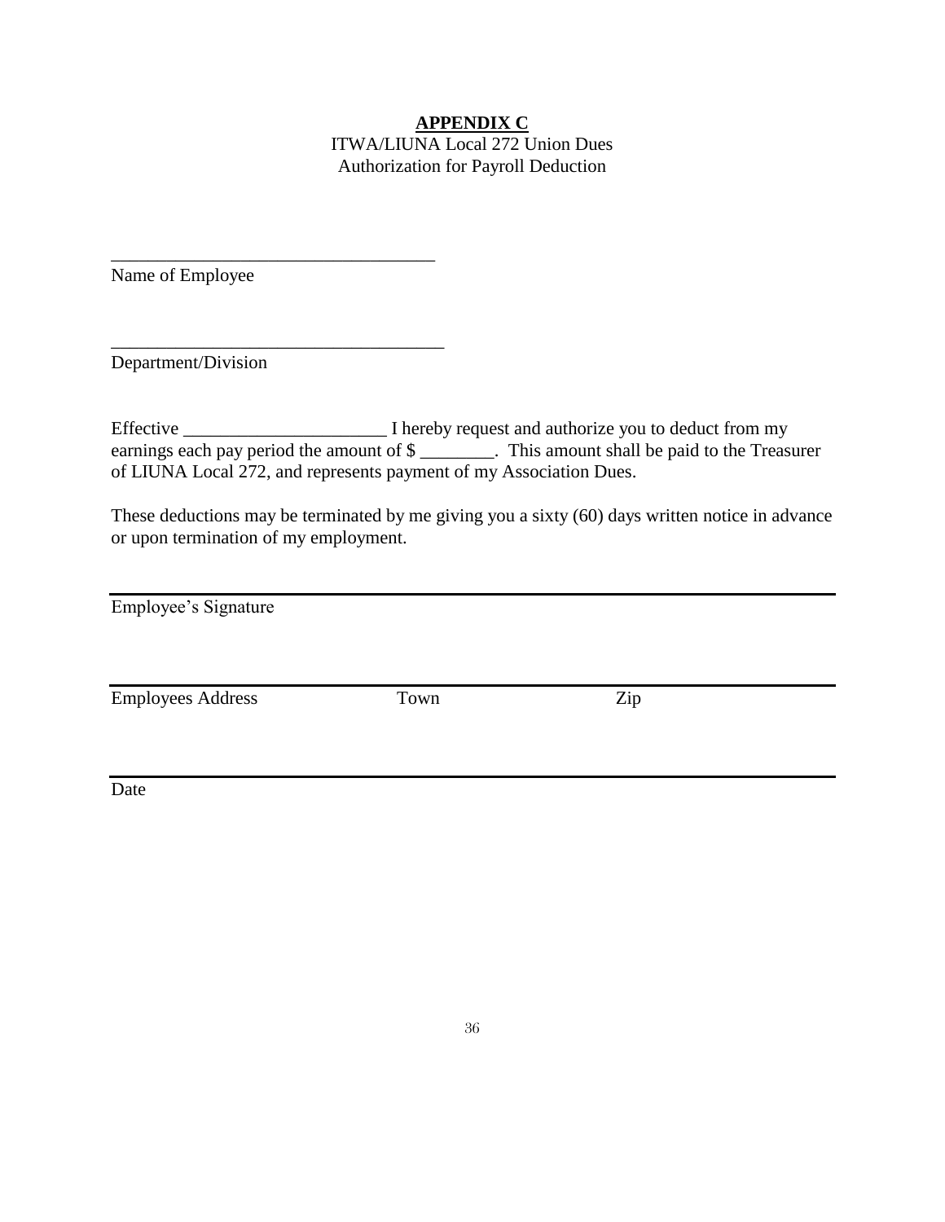**APPENDIX C**

ITWA/LIUNA Local 272 Union Dues
Authorization for Payroll Deduction

___________________________________
Name of Employee

____________________________________
Department/Division

Effective ______________________ I hereby request and authorize you to deduct from my earnings each pay period the amount of $ ________. This amount shall be paid to the Treasurer of LIUNA Local 272, and represents payment of my Association Dues.

These deductions may be terminated by me giving you a sixty (60) days written notice in advance or upon termination of my employment.

______________________________________________________________________________
Employee's Signature

______________________________________________________________________________
Employees Address Town Zip

______________________________________________________________________________
Date